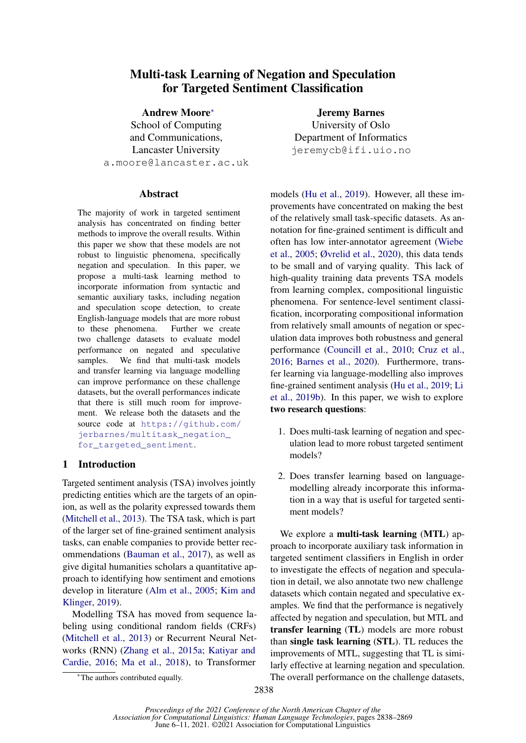# Multi-task Learning of Negation and Speculation for Targeted Sentiment Classification

**Andrew Moore**[*]
School of Computing and Communications,
Lancaster University
a.moore@lancaster.ac.uk

**Jeremy Barnes**
University of Oslo
Department of Informatics
jeremycb@ifi.uio.no

## Abstract

The majority of work in targeted sentiment analysis has concentrated on finding better methods to improve the overall results. Within this paper we show that these models are not robust to linguistic phenomena, specifically negation and speculation. In this paper, we propose a multi-task learning method to incorporate information from syntactic and semantic auxiliary tasks, including negation and speculation scope detection, to create English-language models that are more robust to these phenomena. Further we create two challenge datasets to evaluate model performance on negated and speculative samples. We find that multi-task models and transfer learning via language modelling can improve performance on these challenge datasets, but the overall performances indicate that there is still much room for improvement. We release both the datasets and the source code at https://github.com/jerbarnes/multitask_negation_for_targeted_sentiment.

## 1 Introduction

Targeted sentiment analysis (TSA) involves jointly predicting entities which are the targets of an opinion, as well as the polarity expressed towards them (Mitchell et al., 2013). The TSA task, which is part of the larger set of fine-grained sentiment analysis tasks, can enable companies to provide better recommendations (Bauman et al., 2017), as well as give digital humanities scholars a quantitative approach to identifying how sentiment and emotions develop in literature (Alm et al., 2005; Kim and Klinger, 2019).

Modelling TSA has moved from sequence labeling using conditional random fields (CRFs) (Mitchell et al., 2013) or Recurrent Neural Networks (RNN) (Zhang et al., 2015a; Katiyar and Cardie, 2016; Ma et al., 2018), to Transformer models (Hu et al., 2019). However, all these improvements have concentrated on making the best of the relatively small task-specific datasets. As annotation for fine-grained sentiment is difficult and often has low inter-annotator agreement (Wiebe et al., 2005; Øvrelid et al., 2020), this data tends to be small and of varying quality. This lack of high-quality training data prevents TSA models from learning complex, compositional linguistic phenomena. For sentence-level sentiment classification, incorporating compositional information from relatively small amounts of negation or speculation data improves both robustness and general performance (Councill et al., 2010; Cruz et al., 2016; Barnes et al., 2020). Furthermore, transfer learning via language-modelling also improves fine-grained sentiment analysis (Hu et al., 2019; Li et al., 2019b). In this paper, we wish to explore **two research questions**:

1. Does multi-task learning of negation and speculation lead to more robust targeted sentiment models?

2. Does transfer learning based on language-modelling already incorporate this information in a way that is useful for targeted sentiment models?

We explore a **multi-task learning** (**MTL**) approach to incorporate auxiliary task information in targeted sentiment classifiers in English in order to investigate the effects of negation and speculation in detail, we also annotate two new challenge datasets which contain negated and speculative examples. We find that the performance is negatively affected by negation and speculation, but MTL and **transfer learning** (**TL**) models are more robust than **single task learning** (**STL**). TL reduces the improvements of MTL, suggesting that TL is similarly effective at learning negation and speculation. The overall performance on the challenge datasets,

[*] The authors contributed equally.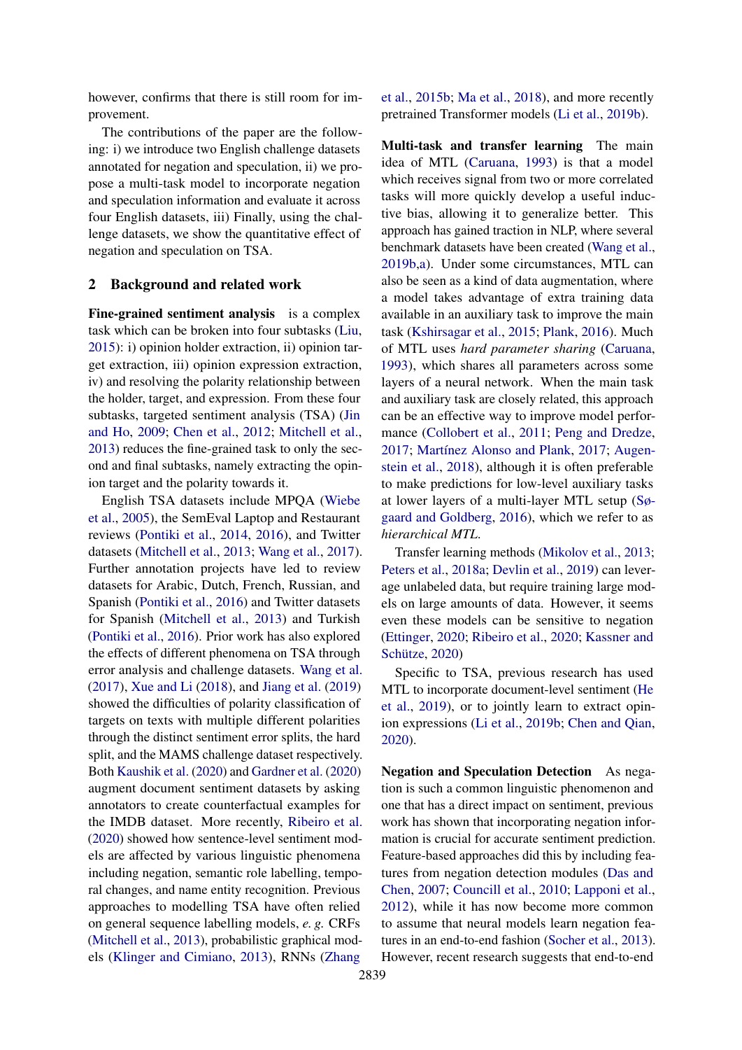however, confirms that there is still room for improvement.

The contributions of the paper are the following: i) we introduce two English challenge datasets annotated for negation and speculation, ii) we propose a multi-task model to incorporate negation and speculation information and evaluate it across four English datasets, iii) Finally, using the challenge datasets, we show the quantitative effect of negation and speculation on TSA.

## 2 Background and related work

**Fine-grained sentiment analysis** is a complex task which can be broken into four subtasks (Liu, 2015): i) opinion holder extraction, ii) opinion target extraction, iii) opinion expression extraction, iv) and resolving the polarity relationship between the holder, target, and expression. From these four subtasks, targeted sentiment analysis (TSA) (Jin and Ho, 2009; Chen et al., 2012; Mitchell et al., 2013) reduces the fine-grained task to only the second and final subtasks, namely extracting the opinion target and the polarity towards it.

English TSA datasets include MPQA (Wiebe et al., 2005), the SemEval Laptop and Restaurant reviews (Pontiki et al., 2014, 2016), and Twitter datasets (Mitchell et al., 2013; Wang et al., 2017). Further annotation projects have led to review datasets for Arabic, Dutch, French, Russian, and Spanish (Pontiki et al., 2016) and Twitter datasets for Spanish (Mitchell et al., 2013) and Turkish (Pontiki et al., 2016). Prior work has also explored the effects of different phenomena on TSA through error analysis and challenge datasets. Wang et al. (2017), Xue and Li (2018), and Jiang et al. (2019) showed the difficulties of polarity classification of targets on texts with multiple different polarities through the distinct sentiment error splits, the hard split, and the MAMS challenge dataset respectively. Both Kaushik et al. (2020) and Gardner et al. (2020) augment document sentiment datasets by asking annotators to create counterfactual examples for the IMDB dataset. More recently, Ribeiro et al. (2020) showed how sentence-level sentiment models are affected by various linguistic phenomena including negation, semantic role labelling, temporal changes, and name entity recognition. Previous approaches to modelling TSA have often relied on general sequence labelling models, *e. g.* CRFs (Mitchell et al., 2013), probabilistic graphical models (Klinger and Cimiano, 2013), RNNs (Zhang et al., 2015b; Ma et al., 2018), and more recently pretrained Transformer models (Li et al., 2019b).

**Multi-task and transfer learning** The main idea of MTL (Caruana, 1993) is that a model which receives signal from two or more correlated tasks will more quickly develop a useful inductive bias, allowing it to generalize better. This approach has gained traction in NLP, where several benchmark datasets have been created (Wang et al., 2019b,a). Under some circumstances, MTL can also be seen as a kind of data augmentation, where a model takes advantage of extra training data available in an auxiliary task to improve the main task (Kshirsagar et al., 2015; Plank, 2016). Much of MTL uses *hard parameter sharing* (Caruana, 1993), which shares all parameters across some layers of a neural network. When the main task and auxiliary task are closely related, this approach can be an effective way to improve model performance (Collobert et al., 2011; Peng and Dredze, 2017; Martínez Alonso and Plank, 2017; Augenstein et al., 2018), although it is often preferable to make predictions for low-level auxiliary tasks at lower layers of a multi-layer MTL setup (Søgaard and Goldberg, 2016), which we refer to as *hierarchical MTL*.

Transfer learning methods (Mikolov et al., 2013; Peters et al., 2018a; Devlin et al., 2019) can leverage unlabeled data, but require training large models on large amounts of data. However, it seems even these models can be sensitive to negation (Ettinger, 2020; Ribeiro et al., 2020; Kassner and Schütze, 2020)

Specific to TSA, previous research has used MTL to incorporate document-level sentiment (He et al., 2019), or to jointly learn to extract opinion expressions (Li et al., 2019b; Chen and Qian, 2020).

**Negation and Speculation Detection** As negation is such a common linguistic phenomenon and one that has a direct impact on sentiment, previous work has shown that incorporating negation information is crucial for accurate sentiment prediction. Feature-based approaches did this by including features from negation detection modules (Das and Chen, 2007; Councill et al., 2010; Lapponi et al., 2012), while it has now become more common to assume that neural models learn negation features in an end-to-end fashion (Socher et al., 2013). However, recent research suggests that end-to-end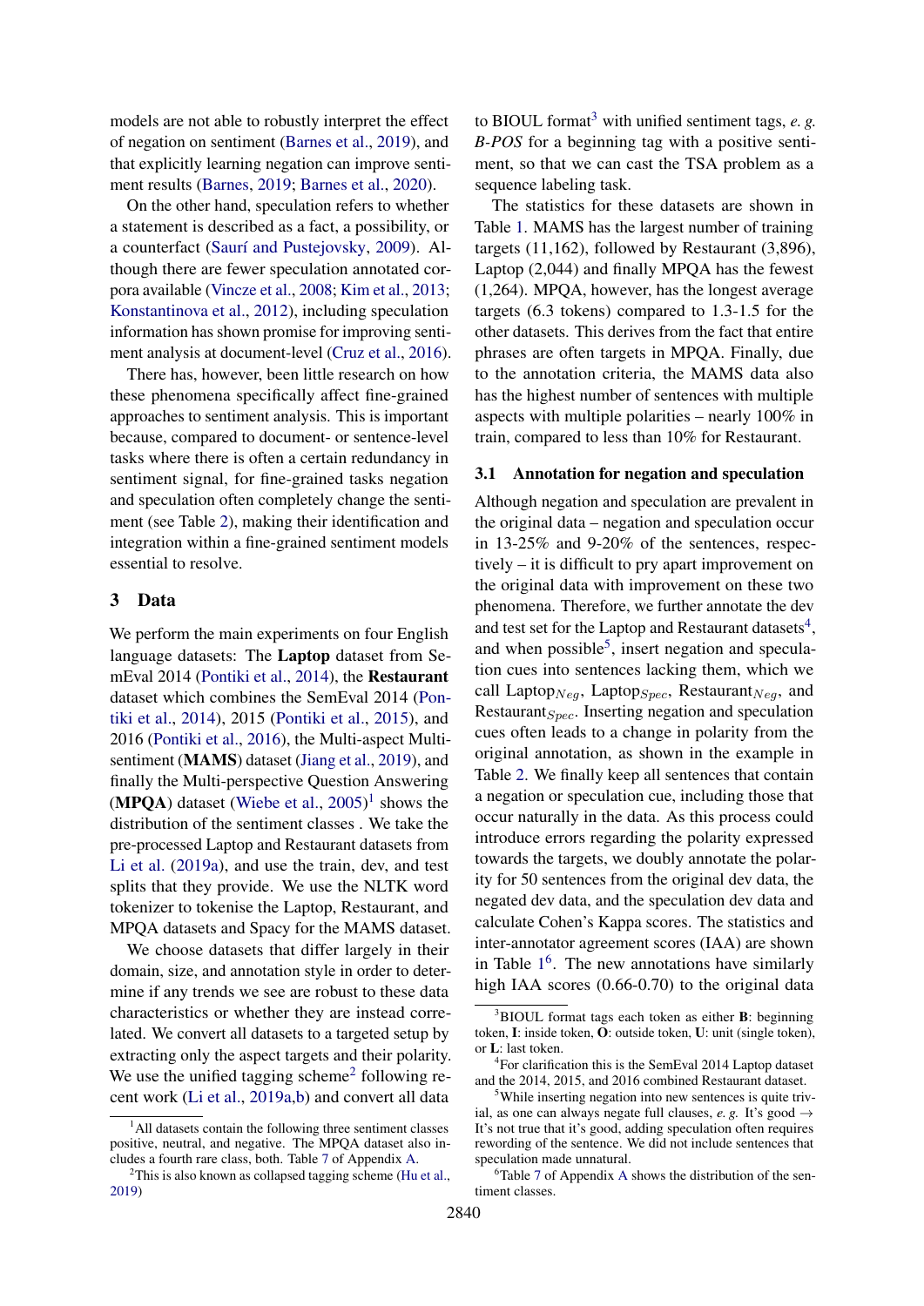models are not able to robustly interpret the effect of negation on sentiment (Barnes et al., 2019), and that explicitly learning negation can improve sentiment results (Barnes, 2019; Barnes et al., 2020).

On the other hand, speculation refers to whether a statement is described as a fact, a possibility, or a counterfact (Saurí and Pustejovsky, 2009). Although there are fewer speculation annotated corpora available (Vincze et al., 2008; Kim et al., 2013; Konstantinova et al., 2012), including speculation information has shown promise for improving sentiment analysis at document-level (Cruz et al., 2016).

There has, however, been little research on how these phenomena specifically affect fine-grained approaches to sentiment analysis. This is important because, compared to document- or sentence-level tasks where there is often a certain redundancy in sentiment signal, for fine-grained tasks negation and speculation often completely change the sentiment (see Table 2), making their identification and integration within a fine-grained sentiment models essential to resolve.

## 3 Data

We perform the main experiments on four English language datasets: The **Laptop** dataset from SemEval 2014 (Pontiki et al., 2014), the **Restaurant** dataset which combines the SemEval 2014 (Pontiki et al., 2014), 2015 (Pontiki et al., 2015), and 2016 (Pontiki et al., 2016), the Multi-aspect Multi-sentiment (**MAMS**) dataset (Jiang et al., 2019), and finally the Multi-perspective Question Answering (**MPQA**) dataset (Wiebe et al., 2005)[1] shows the distribution of the sentiment classes . We take the pre-processed Laptop and Restaurant datasets from Li et al. (2019a), and use the train, dev, and test splits that they provide. We use the NLTK word tokenizer to tokenise the Laptop, Restaurant, and MPQA datasets and Spacy for the MAMS dataset.

We choose datasets that differ largely in their domain, size, and annotation style in order to determine if any trends we see are robust to these data characteristics or whether they are instead correlated. We convert all datasets to a targeted setup by extracting only the aspect targets and their polarity. We use the unified tagging scheme[2] following recent work (Li et al., 2019a,b) and convert all data to BIOUL format[3] with unified sentiment tags, *e. g. B-POS* for a beginning tag with a positive sentiment, so that we can cast the TSA problem as a sequence labeling task.

The statistics for these datasets are shown in Table 1. MAMS has the largest number of training targets (11,162), followed by Restaurant (3,896), Laptop (2,044) and finally MPQA has the fewest (1,264). MPQA, however, has the longest average targets (6.3 tokens) compared to 1.3-1.5 for the other datasets. This derives from the fact that entire phrases are often targets in MPQA. Finally, due to the annotation criteria, the MAMS data also has the highest number of sentences with multiple aspects with multiple polarities – nearly 100% in train, compared to less than 10% for Restaurant.

### 3.1 Annotation for negation and speculation

Although negation and speculation are prevalent in the original data – negation and speculation occur in 13-25% and 9-20% of the sentences, respectively – it is difficult to pry apart improvement on the original data with improvement on these two phenomena. Therefore, we further annotate the dev and test set for the Laptop and Restaurant datasets[4], and when possible[5], insert negation and speculation cues into sentences lacking them, which we call Laptop$_{Neg}$, Laptop$_{Spec}$, Restaurant$_{Neg}$, and Restaurant$_{Spec}$. Inserting negation and speculation cues often leads to a change in polarity from the original annotation, as shown in the example in Table 2. We finally keep all sentences that contain a negation or speculation cue, including those that occur naturally in the data. As this process could introduce errors regarding the polarity expressed towards the targets, we doubly annotate the polarity for 50 sentences from the original dev data, the negated dev data, and the speculation dev data and calculate Cohen's Kappa scores. The statistics and inter-annotator agreement scores (IAA) are shown in Table 1[6]. The new annotations have similarly high IAA scores (0.66-0.70) to the original data

[1] All datasets contain the following three sentiment classes positive, neutral, and negative. The MPQA dataset also includes a fourth rare class, both. Table 7 of Appendix A.

[2] This is also known as collapsed tagging scheme (Hu et al., 2019)

[3] BIOUL format tags each token as either **B**: beginning token, **I**: inside token, **O**: outside token, **U**: unit (single token), or **L**: last token.

[4] For clarification this is the SemEval 2014 Laptop dataset and the 2014, 2015, and 2016 combined Restaurant dataset.

[5] While inserting negation into new sentences is quite trivial, as one can always negate full clauses, *e. g.* It's good → It's not true that it's good, adding speculation often requires rewording of the sentence. We did not include sentences that speculation made unnatural.

[6] Table 7 of Appendix A shows the distribution of the sentiment classes.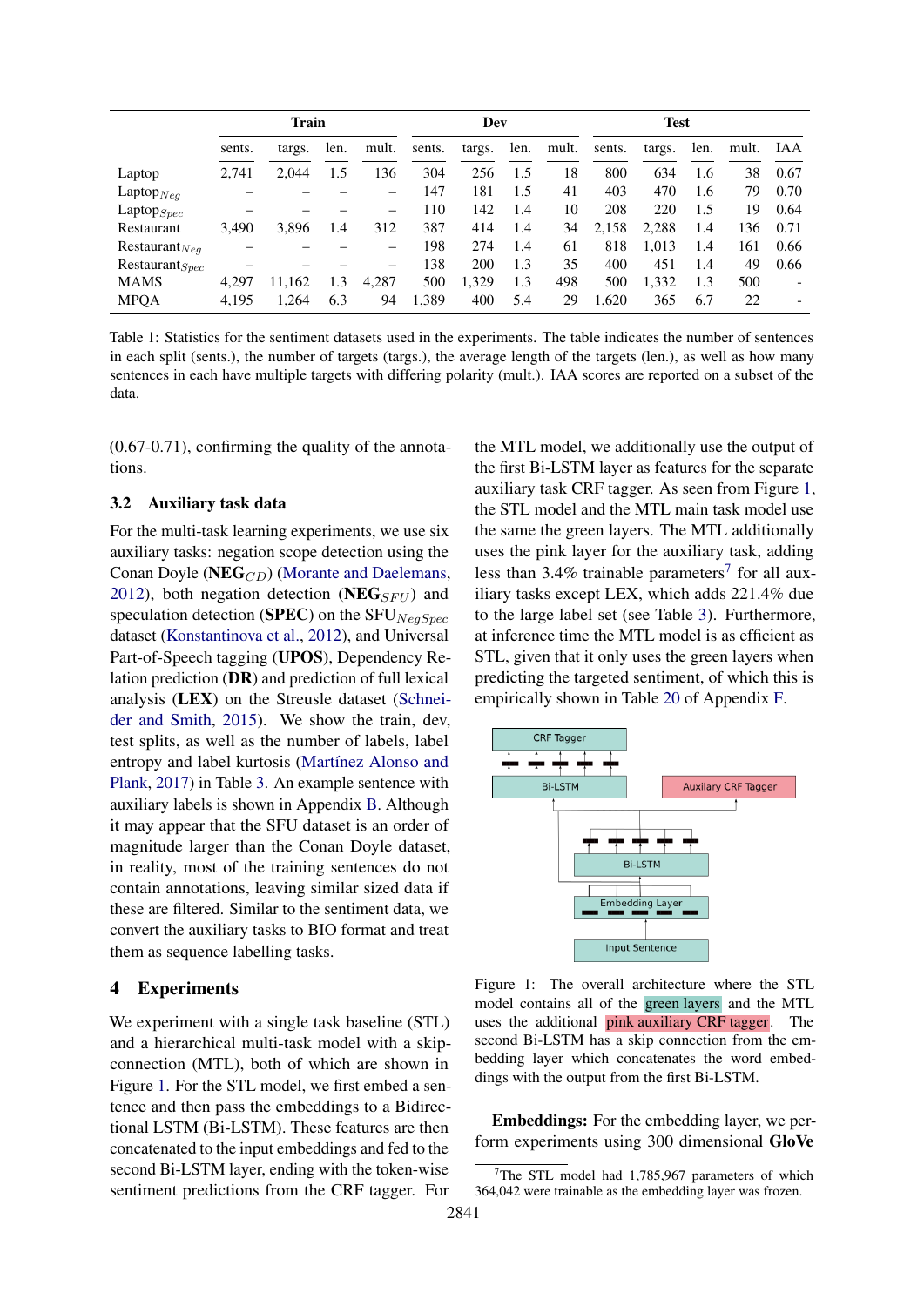| | Train | | | | Dev | | | | Test | | | | |
|---|---|---|---|---|---|---|---|---|---|---|---|---|---|
| | sents. | targs. | len. | mult. | sents. | targs. | len. | mult. | sents. | targs. | len. | mult. | IAA |
| Laptop | 2,741 | 2,044 | 1.5 | 136 | 304 | 256 | 1.5 | 18 | 800 | 634 | 1.6 | 38 | 0.67 |
| Laptop$_{Neg}$ | – | – | – | – | 147 | 181 | 1.5 | 41 | 403 | 470 | 1.6 | 79 | 0.70 |
| Laptop$_{Spec}$ | – | – | – | – | 110 | 142 | 1.4 | 10 | 208 | 220 | 1.5 | 19 | 0.64 |
| Restaurant | 3,490 | 3,896 | 1.4 | 312 | 387 | 414 | 1.4 | 34 | 2,158 | 2,288 | 1.4 | 136 | 0.71 |
| Restaurant$_{Neg}$ | – | – | – | – | 198 | 274 | 1.4 | 61 | 818 | 1,013 | 1.4 | 161 | 0.66 |
| Restaurant$_{Spec}$ | – | – | – | – | 138 | 200 | 1.3 | 35 | 400 | 451 | 1.4 | 49 | 0.66 |
| MAMS | 4,297 | 11,162 | 1.3 | 4,287 | 500 | 1,329 | 1.3 | 498 | 500 | 1,332 | 1.3 | 500 | - |
| MPQA | 4,195 | 1,264 | 6.3 | 94 | 1,389 | 400 | 5.4 | 29 | 1,620 | 365 | 6.7 | 22 | - |

Table 1: Statistics for the sentiment datasets used in the experiments. The table indicates the number of sentences in each split (sents.), the number of targets (targs.), the average length of the targets (len.), as well as how many sentences in each have multiple targets with differing polarity (mult.). IAA scores are reported on a subset of the data.

(0.67-0.71), confirming the quality of the annotations.

### 3.2 Auxiliary task data

For the multi-task learning experiments, we use six auxiliary tasks: negation scope detection using the Conan Doyle (**NEG**$_{CD}$) (Morante and Daelemans, 2012), both negation detection (**NEG**$_{SFU}$) and speculation detection (**SPEC**) on the SFU$_{NegSpec}$ dataset (Konstantinova et al., 2012), and Universal Part-of-Speech tagging (**UPOS**), Dependency Relation prediction (**DR**) and prediction of full lexical analysis (**LEX**) on the Streusle dataset (Schneider and Smith, 2015). We show the train, dev, test splits, as well as the number of labels, label entropy and label kurtosis (Martínez Alonso and Plank, 2017) in Table 3. An example sentence with auxiliary labels is shown in Appendix B. Although it may appear that the SFU dataset is an order of magnitude larger than the Conan Doyle dataset, in reality, most of the training sentences do not contain annotations, leaving similar sized data if these are filtered. Similar to the sentiment data, we convert the auxiliary tasks to BIO format and treat them as sequence labelling tasks.

## 4 Experiments

We experiment with a single task baseline (STL) and a hierarchical multi-task model with a skip-connection (MTL), both of which are shown in Figure 1. For the STL model, we first embed a sentence and then pass the embeddings to a Bidirectional LSTM (Bi-LSTM). These features are then concatenated to the input embeddings and fed to the second Bi-LSTM layer, ending with the token-wise sentiment predictions from the CRF tagger. For the MTL model, we additionally use the output of the first Bi-LSTM layer as features for the separate auxiliary task CRF tagger. As seen from Figure 1, the STL model and the MTL main task model use the same the green layers. The MTL additionally uses the pink layer for the auxiliary task, adding less than 3.4% trainable parameters[7] for all auxiliary tasks except LEX, which adds 221.4% due to the large label set (see Table 3). Furthermore, at inference time the MTL model is as efficient as STL, given that it only uses the green layers when predicting the targeted sentiment, of which this is empirically shown in Table 20 of Appendix F.

Figure 1: The overall architecture where the STL model contains all of the green layers and the MTL uses the additional pink auxiliary CRF tagger. The second Bi-LSTM has a skip connection from the embedding layer which concatenates the word embeddings with the output from the first Bi-LSTM.

**Embeddings:** For the embedding layer, we perform experiments using 300 dimensional **GloVe**

[7]The STL model had 1,785,967 parameters of which 364,042 were trainable as the embedding layer was frozen.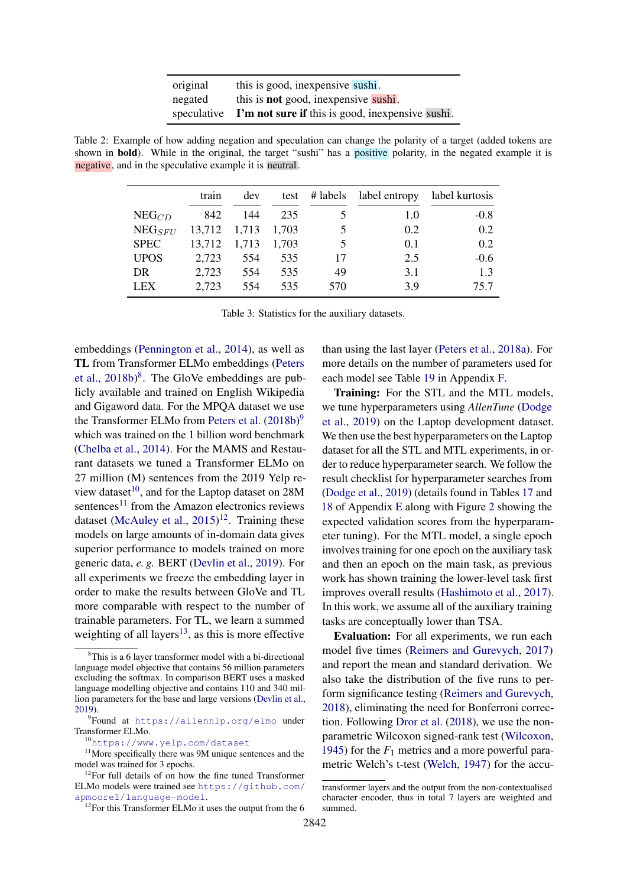| | |
|---|---|
| original | this is good, inexpensive sushi. |
| negated | this is **not** good, inexpensive sushi. |
| speculative | **I'm not sure if** this is good, inexpensive sushi. |

Table 2: Example of how adding negation and speculation can change the polarity of a target (added tokens are shown in **bold**). While in the original, the target "sushi" has a positive polarity, in the negated example it is negative, and in the speculative example it is neutral.

| | train | dev | test | # labels | label entropy | label kurtosis |
|---|---|---|---|---|---|---|
| $\text{NEG}_{CD}$ | 842 | 144 | 235 | 5 | 1.0 | -0.8 |
| $\text{NEG}_{SFU}$ | 13,712 | 1,713 | 1,703 | 5 | 0.2 | 0.2 |
| SPEC | 13,712 | 1,713 | 1,703 | 5 | 0.1 | 0.2 |
| UPOS | 2,723 | 554 | 535 | 17 | 2.5 | -0.6 |
| DR | 2,723 | 554 | 535 | 49 | 3.1 | 1.3 |
| LEX | 2,723 | 554 | 535 | 570 | 3.9 | 75.7 |

Table 3: Statistics for the auxiliary datasets.

embeddings (Pennington et al., 2014), as well as **TL** from Transformer ELMo embeddings (Peters et al., 2018b)[8]. The GloVe embeddings are publicly available and trained on English Wikipedia and Gigaword data. For the MPQA dataset we use the Transformer ELMo from Peters et al. (2018b)[9] which was trained on the 1 billion word benchmark (Chelba et al., 2014). For the MAMS and Restaurant datasets we tuned a Transformer ELMo on 27 million (M) sentences from the 2019 Yelp review dataset[10], and for the Laptop dataset on 28M sentences[11] from the Amazon electronics reviews dataset (McAuley et al., 2015)[12]. Training these models on large amounts of in-domain data gives superior performance to models trained on more generic data, *e. g.* BERT (Devlin et al., 2019). For all experiments we freeze the embedding layer in order to make the results between GloVe and TL more comparable with respect to the number of trainable parameters. For TL, we learn a summed weighting of all layers[13], as this is more effective than using the last layer (Peters et al., 2018a). For more details on the number of parameters used for each model see Table 19 in Appendix F.

**Training:** For the STL and the MTL models, we tune hyperparameters using *AllenTune* (Dodge et al., 2019) on the Laptop development dataset. We then use the best hyperparameters on the Laptop dataset for all the STL and MTL experiments, in order to reduce hyperparameter search. We follow the result checklist for hyperparameter searches from (Dodge et al., 2019) (details found in Tables 17 and 18 of Appendix E along with Figure 2 showing the expected validation scores from the hyperparameter tuning). For the MTL model, a single epoch involves training for one epoch on the auxiliary task and then an epoch on the main task, as previous work has shown training the lower-level task first improves overall results (Hashimoto et al., 2017). In this work, we assume all of the auxiliary training tasks are conceptually lower than TSA.

**Evaluation:** For all experiments, we run each model five times (Reimers and Gurevych, 2017) and report the mean and standard deviation. We also take the distribution of the five runs to perform significance testing (Reimers and Gurevych, 2018), eliminating the need for Bonferroni correction. Following Dror et al. (2018), we use the non-parametric Wilcoxon signed-rank test (Wilcoxon, 1945) for the $F_1$ metrics and a more powerful parametric Welch's t-test (Welch, 1947) for the accu-

[8] This is a 6 layer transformer model with a bi-directional language model objective that contains 56 million parameters excluding the softmax. In comparison BERT uses a masked language modelling objective and contains 110 and 340 million parameters for the base and large versions (Devlin et al., 2019).

[9] Found at https://allennlp.org/elmo under Transformer ELMo.

[10] https://www.yelp.com/dataset

[11] More specifically there was 9M unique sentences and the model was trained for 3 epochs.

[12] For full details of on how the fine tuned Transformer ELMo models were trained see https://github.com/apmoore1/language-model.

[13] For this Transformer ELMo it uses the output from the 6 transformer layers and the output from the non-contextualised character encoder, thus in total 7 layers are weighted and summed.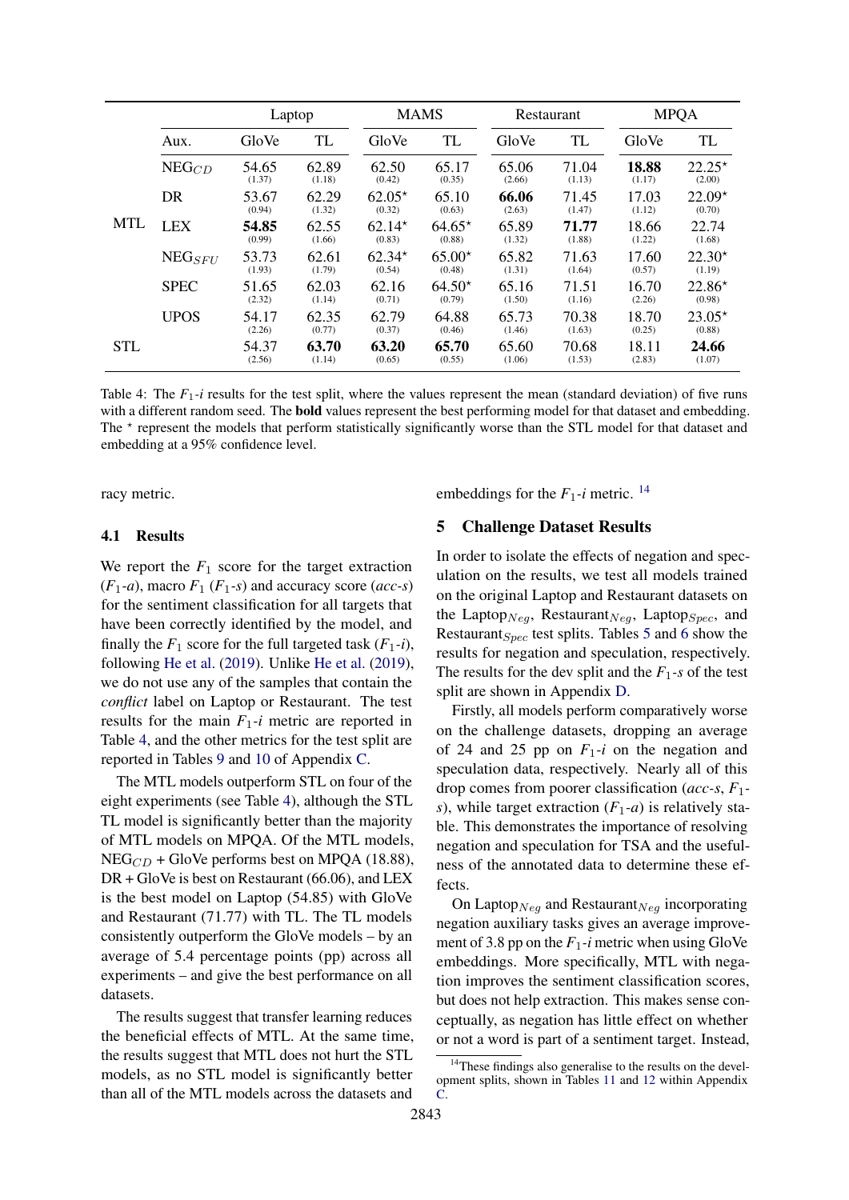| | Aux. | Laptop | | MAMS | | Restaurant | | MPQA | |
|---|---|---|---|---|---|---|---|---|---|
| | | GloVe | TL | GloVe | TL | GloVe | TL | GloVe | TL |
| MTL | $\text{NEG}_{CD}$ | 54.65 (1.37) | 62.89 (1.18) | 62.50 (0.42) | 65.17 (0.35) | 65.06 (2.66) | 71.04 (1.13) | **18.88** (1.17) | 22.25$^\star$ (2.00) |
| | DR | 53.67 (0.94) | 62.29 (1.32) | 62.05$^\star$ (0.32) | 65.10 (0.63) | **66.06** (2.63) | 71.45 (1.47) | 17.03 (1.12) | 22.09$^\star$ (0.70) |
| | LEX | **54.85** (0.99) | 62.55 (1.66) | 62.14$^\star$ (0.83) | 64.65$^\star$ (0.88) | 65.89 (1.32) | **71.77** (1.88) | 18.66 (1.22) | 22.74 (1.68) |
| | $\text{NEG}_{SFU}$ | 53.73 (1.93) | 62.61 (1.79) | 62.34$^\star$ (0.54) | 65.00$^\star$ (0.48) | 65.82 (1.31) | 71.63 (1.64) | 17.60 (0.57) | 22.30$^\star$ (1.19) |
| | SPEC | 51.65 (2.32) | 62.03 (1.14) | 62.16 (0.71) | 64.50$^\star$ (0.79) | 65.16 (1.50) | 71.51 (1.16) | 16.70 (2.26) | 22.86$^\star$ (0.98) |
| | UPOS | 54.17 (2.26) | 62.35 (0.77) | 62.79 (0.37) | 64.88 (0.46) | 65.73 (1.46) | 70.38 (1.63) | 18.70 (0.25) | 23.05$^\star$ (0.88) |
| STL | | 54.37 (2.56) | **63.70** (1.14) | **63.20** (0.65) | **65.70** (0.55) | 65.60 (1.06) | 70.68 (1.53) | 18.11 (2.83) | **24.66** (1.07) |

Table 4: The $F_1$-*i* results for the test split, where the values represent the mean (standard deviation) of five runs with a different random seed. The **bold** values represent the best performing model for that dataset and embedding. The $^\star$ represent the models that perform statistically significantly worse than the STL model for that dataset and embedding at a 95% confidence level.

racy metric.

### 4.1 Results

We report the $F_1$ score for the target extraction ($F_1$-*a*), macro $F_1$ ($F_1$-*s*) and accuracy score (*acc-s*) for the sentiment classification for all targets that have been correctly identified by the model, and finally the $F_1$ score for the full targeted task ($F_1$-*i*), following He et al. (2019). Unlike He et al. (2019), we do not use any of the samples that contain the *conflict* label on Laptop or Restaurant. The test results for the main $F_1$-*i* metric are reported in Table 4, and the other metrics for the test split are reported in Tables 9 and 10 of Appendix C.

The MTL models outperform STL on four of the eight experiments (see Table 4), although the STL TL model is significantly better than the majority of MTL models on MPQA. Of the MTL models, $\text{NEG}_{CD}$ + GloVe performs best on MPQA (18.88), DR + GloVe is best on Restaurant (66.06), and LEX is the best model on Laptop (54.85) with GloVe and Restaurant (71.77) with TL. The TL models consistently outperform the GloVe models – by an average of 5.4 percentage points (pp) across all experiments – and give the best performance on all datasets.

The results suggest that transfer learning reduces the beneficial effects of MTL. At the same time, the results suggest that MTL does not hurt the STL models, as no STL model is significantly better than all of the MTL models across the datasets and embeddings for the $F_1$-*i* metric. [14]

## 5 Challenge Dataset Results

In order to isolate the effects of negation and speculation on the results, we test all models trained on the original Laptop and Restaurant datasets on the $\text{Laptop}_{Neg}$, $\text{Restaurant}_{Neg}$, $\text{Laptop}_{Spec}$, and $\text{Restaurant}_{Spec}$ test splits. Tables 5 and 6 show the results for negation and speculation, respectively. The results for the dev split and the $F_1$-*s* of the test split are shown in Appendix D.

Firstly, all models perform comparatively worse on the challenge datasets, dropping an average of 24 and 25 pp on $F_1$-*i* on the negation and speculation data, respectively. Nearly all of this drop comes from poorer classification (*acc-s*, $F_1$-*s*), while target extraction ($F_1$-*a*) is relatively stable. This demonstrates the importance of resolving negation and speculation for TSA and the usefulness of the annotated data to determine these effects.

On $\text{Laptop}_{Neg}$ and $\text{Restaurant}_{Neg}$ incorporating negation auxiliary tasks gives an average improvement of 3.8 pp on the $F_1$-*i* metric when using GloVe embeddings. More specifically, MTL with negation improves the sentiment classification scores, but does not help extraction. This makes sense conceptually, as negation has little effect on whether or not a word is part of a sentiment target. Instead,

[14] These findings also generalise to the results on the development splits, shown in Tables 11 and 12 within Appendix C.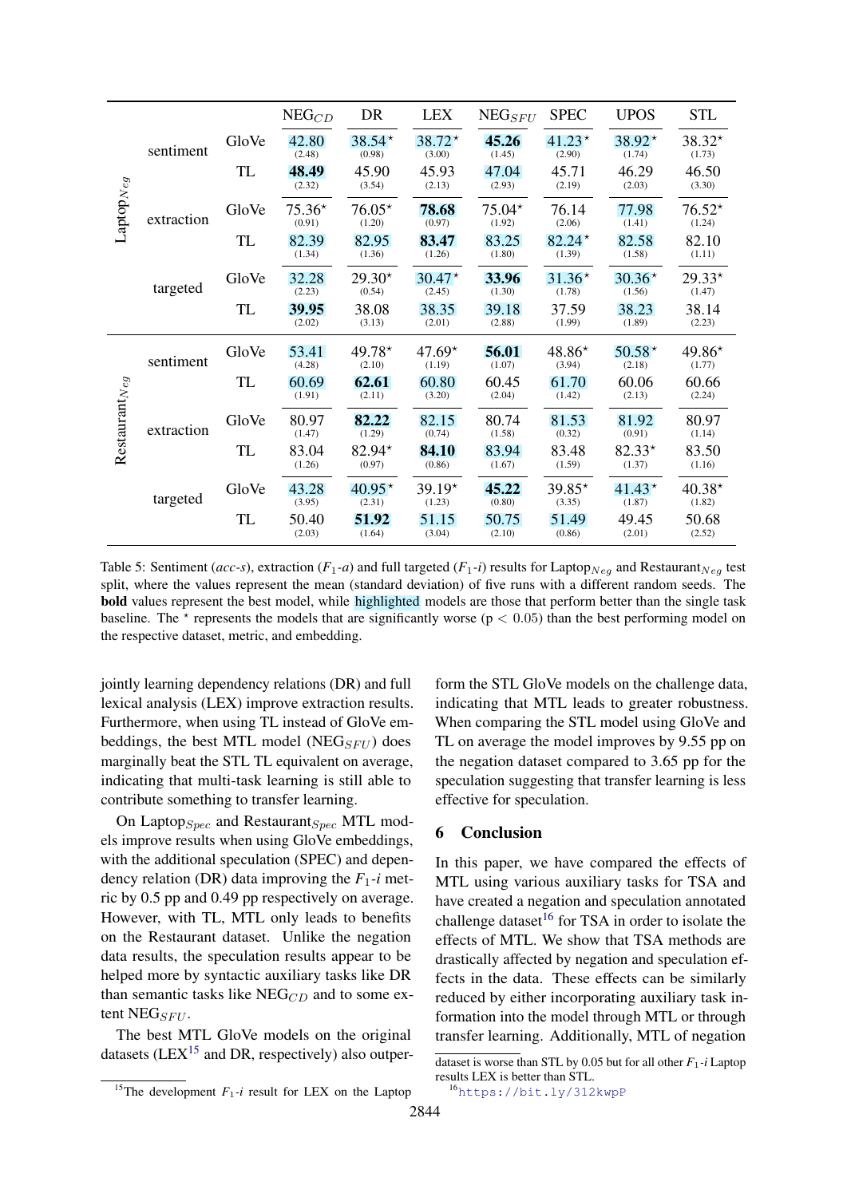| | | | $NEG_{CD}$ | DR | LEX | $NEG_{SFU}$ | SPEC | UPOS | STL |
|---|---|---|---|---|---|---|---|---|---|
| $Laptop_{Neg}$ | sentiment | GloVe | 42.80 (2.48) | 38.54* (0.98) | 38.72* (3.00) | **45.26** (1.45) | 41.23* (2.90) | 38.92* (1.74) | 38.32* (1.73) |
| | | TL | **48.49** (2.32) | 45.90 (3.54) | 45.93 (2.13) | 47.04 (2.93) | 45.71 (2.19) | 46.29 (2.03) | 46.50 (3.30) |
| | extraction | GloVe | 75.36* (0.91) | 76.05* (1.20) | **78.68** (0.97) | 75.04* (1.92) | 76.14 (2.06) | 77.98 (1.41) | 76.52* (1.24) |
| | | TL | 82.39 (1.34) | 82.95 (1.36) | **83.47** (1.26) | 83.25 (1.80) | 82.24* (1.39) | 82.58 (1.58) | 82.10 (1.11) |
| | targeted | GloVe | 32.28 (2.23) | 29.30* (0.54) | 30.47* (2.45) | **33.96** (1.30) | 31.36* (1.78) | 30.36* (1.56) | 29.33* (1.47) |
| | | TL | **39.95** (2.02) | 38.08 (3.13) | 38.35 (2.01) | 39.18 (2.88) | 37.59 (1.99) | 38.23 (1.89) | 38.14 (2.23) |
| $Restaurant_{Neg}$ | sentiment | GloVe | 53.41 (4.28) | 49.78* (2.10) | 47.69* (1.19) | **56.01** (1.07) | 48.86* (3.94) | 50.58* (2.18) | 49.86* (1.77) |
| | | TL | 60.69 (1.91) | **62.61** (2.11) | 60.80 (3.20) | 60.45 (2.04) | 61.70 (1.42) | 60.06 (2.13) | 60.66 (2.24) |
| | extraction | GloVe | 80.97 (1.47) | **82.22** (1.29) | 82.15 (0.74) | 80.74 (1.58) | 81.53 (0.32) | 81.92 (0.91) | 80.97 (1.14) |
| | | TL | 83.04 (1.26) | 82.94* (0.97) | **84.10** (0.86) | 83.94 (1.67) | 83.48 (1.59) | 82.33* (1.37) | 83.50 (1.16) |
| | targeted | GloVe | 43.28 (3.95) | 40.95* (2.31) | 39.19* (1.23) | **45.22** (0.80) | 39.85* (3.35) | 41.43* (1.87) | 40.38* (1.82) |
| | | TL | 50.40 (2.03) | **51.92** (1.64) | 51.15 (3.04) | 50.75 (2.10) | 51.49 (0.86) | 49.45 (2.01) | 50.68 (2.52) |

Table 5: Sentiment (*acc-s*), extraction ($F_1$-*a*) and full targeted ($F_1$-*i*) results for $Laptop_{Neg}$ and $Restaurant_{Neg}$ test split, where the values represent the mean (standard deviation) of five runs with a different random seeds. The **bold** values represent the best model, while highlighted models are those that perform better than the single task baseline. The * represents the models that are significantly worse ($p < 0.05$) than the best performing model on the respective dataset, metric, and embedding.

jointly learning dependency relations (DR) and full lexical analysis (LEX) improve extraction results. Furthermore, when using TL instead of GloVe embeddings, the best MTL model ($NEG_{SFU}$) does marginally beat the STL TL equivalent on average, indicating that multi-task learning is still able to contribute something to transfer learning.

On $Laptop_{Spec}$ and $Restaurant_{Spec}$ MTL models improve results when using GloVe embeddings, with the additional speculation (SPEC) and dependency relation (DR) data improving the $F_1$-*i* metric by 0.5 pp and 0.49 pp respectively on average. However, with TL, MTL only leads to benefits on the Restaurant dataset. Unlike the negation data results, the speculation results appear to be helped more by syntactic auxiliary tasks like DR than semantic tasks like $NEG_{CD}$ and to some extent $NEG_{SFU}$.

The best MTL GloVe models on the original datasets (LEX[15] and DR, respectively) also outperform the STL GloVe models on the challenge data, indicating that MTL leads to greater robustness. When comparing the STL model using GloVe and TL on average the model improves by 9.55 pp on the negation dataset compared to 3.65 pp for the speculation suggesting that transfer learning is less effective for speculation.

## 6 Conclusion

In this paper, we have compared the effects of MTL using various auxiliary tasks for TSA and have created a negation and speculation annotated challenge dataset[16] for TSA in order to isolate the effects of MTL. We show that TSA methods are drastically affected by negation and speculation effects in the data. These effects can be similarly reduced by either incorporating auxiliary task information into the model through MTL or through transfer learning. Additionally, MTL of negation

[15] The development $F_1$-*i* result for LEX on the Laptop dataset is worse than STL by 0.05 but for all other $F_1$-*i* Laptop results LEX is better than STL.

[16] https://bit.ly/312kwpP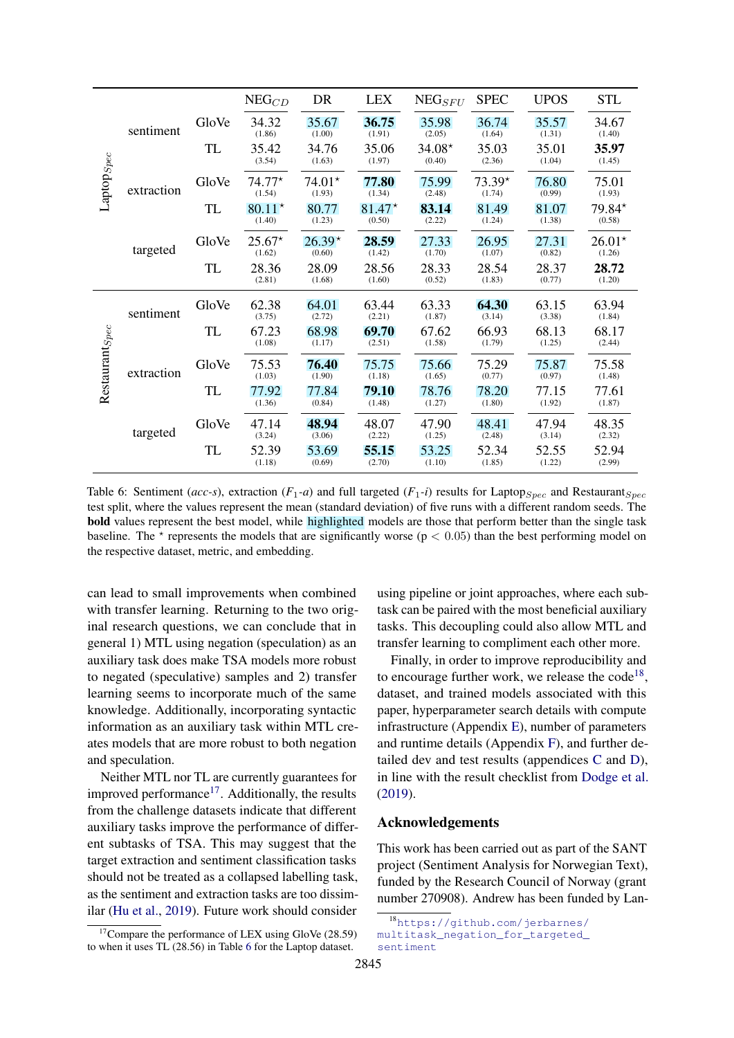| | | | $NEG_{CD}$ | DR | LEX | $NEG_{SFU}$ | SPEC | UPOS | STL |
|---|---|---|---|---|---|---|---|---|---|
| $Laptop_{Spec}$ | sentiment | GloVe | 34.32 (1.86) | 35.67 (1.00) | **36.75** (1.91) | 35.98 (2.05) | 36.74 (1.64) | 35.57 (1.31) | 34.67 (1.40) |
| | | TL | 35.42 (3.54) | 34.76 (1.63) | 35.06 (1.97) | 34.08⋆ (0.40) | 35.03 (2.36) | 35.01 (1.04) | **35.97** (1.45) |
| | extraction | GloVe | 74.77⋆ (1.54) | 74.01⋆ (1.93) | **77.80** (1.34) | 75.99 (2.48) | 73.39⋆ (1.74) | 76.80 (0.99) | 75.01 (1.93) |
| | | TL | 80.11⋆ (1.40) | 80.77 (1.23) | 81.47⋆ (0.50) | **83.14** (2.22) | 81.49 (1.24) | 81.07 (1.38) | 79.84⋆ (0.58) |
| | targeted | GloVe | 25.67⋆ (1.62) | 26.39⋆ (0.60) | **28.59** (1.42) | 27.33 (1.70) | 26.95 (1.07) | 27.31 (0.82) | 26.01⋆ (1.26) |
| | | TL | 28.36 (2.81) | 28.09 (1.68) | 28.56 (1.60) | 28.33 (0.52) | 28.54 (1.83) | 28.37 (0.77) | **28.72** (1.20) |
| $Restaurant_{Spec}$ | sentiment | GloVe | 62.38 (3.75) | 64.01 (2.72) | 63.44 (2.21) | 63.33 (1.87) | **64.30** (3.14) | 63.15 (3.38) | 63.94 (1.84) |
| | | TL | 67.23 (1.08) | 68.98 (1.17) | **69.70** (2.51) | 67.62 (1.58) | 66.93 (1.79) | 68.13 (1.25) | 68.17 (2.44) |
| | extraction | GloVe | 75.53 (1.03) | **76.40** (1.90) | 75.75 (1.18) | 75.66 (1.65) | 75.29 (0.77) | 75.87 (0.97) | 75.58 (1.48) |
| | | TL | 77.92 (1.36) | 77.84 (0.84) | **79.10** (1.48) | 78.76 (1.27) | 78.20 (1.80) | 77.15 (1.92) | 77.61 (1.87) |
| | targeted | GloVe | 47.14 (3.24) | **48.94** (3.06) | 48.07 (2.22) | 47.90 (1.25) | 48.41 (2.48) | 47.94 (3.14) | 48.35 (2.32) |
| | | TL | 52.39 (1.18) | 53.69 (0.69) | **55.15** (2.70) | 53.25 (1.10) | 52.34 (1.85) | 52.55 (1.22) | 52.94 (2.99) |

Table 6: Sentiment (*acc-s*), extraction ($F_1$-*a*) and full targeted ($F_1$-*i*) results for $Laptop_{Spec}$ and $Restaurant_{Spec}$ test split, where the values represent the mean (standard deviation) of five runs with a different random seeds. The **bold** values represent the best model, while highlighted models are those that perform better than the single task baseline. The ⋆ represents the models that are significantly worse ($p < 0.05$) than the best performing model on the respective dataset, metric, and embedding.

can lead to small improvements when combined with transfer learning. Returning to the two original research questions, we can conclude that in general 1) MTL using negation (speculation) as an auxiliary task does make TSA models more robust to negated (speculative) samples and 2) transfer learning seems to incorporate much of the same knowledge. Additionally, incorporating syntactic information as an auxiliary task within MTL creates models that are more robust to both negation and speculation.

Neither MTL nor TL are currently guarantees for improved performance[17]. Additionally, the results from the challenge datasets indicate that different auxiliary tasks improve the performance of different subtasks of TSA. This may suggest that the target extraction and sentiment classification tasks should not be treated as a collapsed labelling task, as the sentiment and extraction tasks are too dissimilar (Hu et al., 2019). Future work should consider using pipeline or joint approaches, where each subtask can be paired with the most beneficial auxiliary tasks. This decoupling could also allow MTL and transfer learning to compliment each other more.

Finally, in order to improve reproducibility and to encourage further work, we release the code[18], dataset, and trained models associated with this paper, hyperparameter search details with compute infrastructure (Appendix E), number of parameters and runtime details (Appendix F), and further detailed dev and test results (appendices C and D), in line with the result checklist from Dodge et al. (2019).

## Acknowledgements

This work has been carried out as part of the SANT project (Sentiment Analysis for Norwegian Text), funded by the Research Council of Norway (grant number 270908). Andrew has been funded by Lan-

[17] Compare the performance of LEX using GloVe (28.59) to when it uses TL (28.56) in Table 6 for the Laptop dataset.

[18] https://github.com/jerbarnes/multitask_negation_for_targeted_sentiment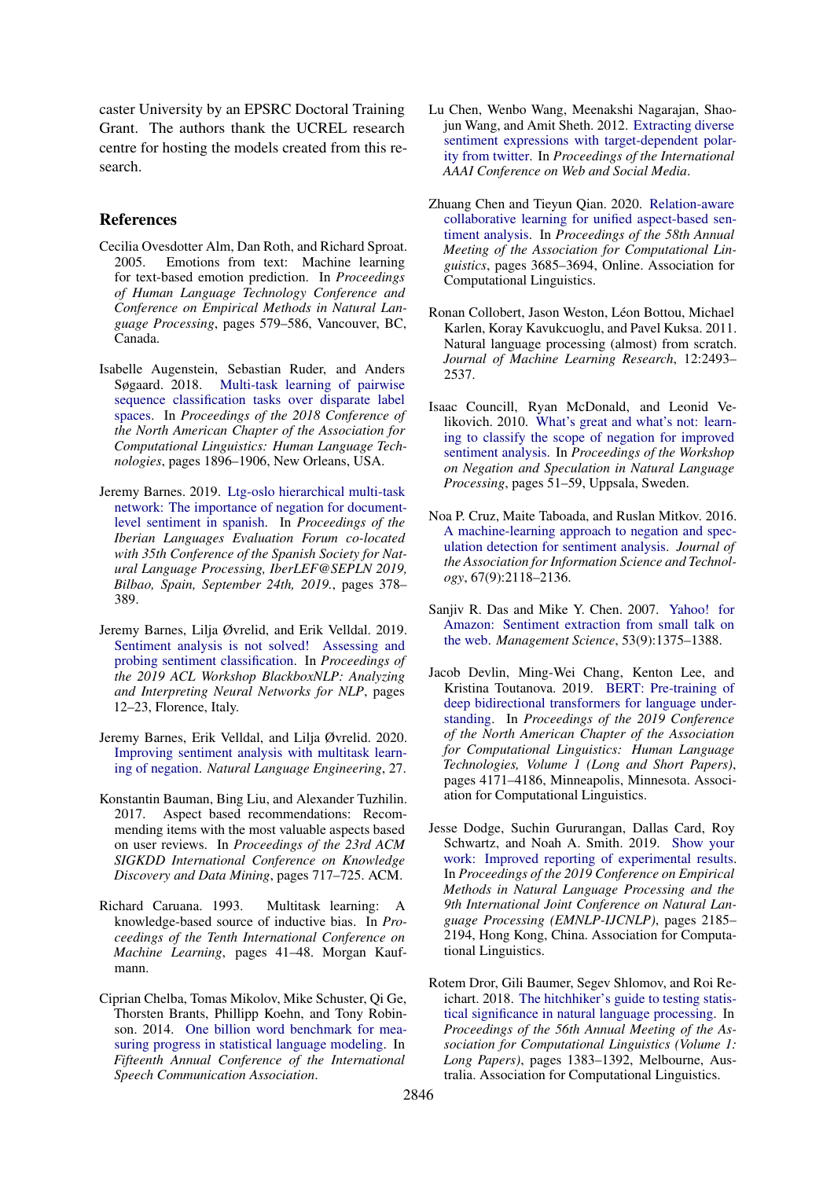caster University by an EPSRC Doctoral Training Grant. The authors thank the UCREL research centre for hosting the models created from this research.

## References

Cecilia Ovesdotter Alm, Dan Roth, and Richard Sproat. 2005. Emotions from text: Machine learning for text-based emotion prediction. In *Proceedings of Human Language Technology Conference and Conference on Empirical Methods in Natural Language Processing*, pages 579–586, Vancouver, BC, Canada.

Isabelle Augenstein, Sebastian Ruder, and Anders Søgaard. 2018. Multi-task learning of pairwise sequence classification tasks over disparate label spaces. In *Proceedings of the 2018 Conference of the North American Chapter of the Association for Computational Linguistics: Human Language Technologies*, pages 1896–1906, New Orleans, USA.

Jeremy Barnes. 2019. Ltg-oslo hierarchical multi-task network: The importance of negation for document-level sentiment in spanish. In *Proceedings of the Iberian Languages Evaluation Forum co-located with 35th Conference of the Spanish Society for Natural Language Processing, IberLEF@SEPLN 2019, Bilbao, Spain, September 24th, 2019.*, pages 378–389.

Jeremy Barnes, Lilja Øvrelid, and Erik Velldal. 2019. Sentiment analysis is not solved! Assessing and probing sentiment classification. In *Proceedings of the 2019 ACL Workshop BlackboxNLP: Analyzing and Interpreting Neural Networks for NLP*, pages 12–23, Florence, Italy.

Jeremy Barnes, Erik Velldal, and Lilja Øvrelid. 2020. Improving sentiment analysis with multitask learning of negation. *Natural Language Engineering*, 27.

Konstantin Bauman, Bing Liu, and Alexander Tuzhilin. 2017. Aspect based recommendations: Recommending items with the most valuable aspects based on user reviews. In *Proceedings of the 23rd ACM SIGKDD International Conference on Knowledge Discovery and Data Mining*, pages 717–725. ACM.

Richard Caruana. 1993. Multitask learning: A knowledge-based source of inductive bias. In *Proceedings of the Tenth International Conference on Machine Learning*, pages 41–48. Morgan Kaufmann.

Ciprian Chelba, Tomas Mikolov, Mike Schuster, Qi Ge, Thorsten Brants, Phillipp Koehn, and Tony Robinson. 2014. One billion word benchmark for measuring progress in statistical language modeling. In *Fifteenth Annual Conference of the International Speech Communication Association*.

Lu Chen, Wenbo Wang, Meenakshi Nagarajan, Shaojun Wang, and Amit Sheth. 2012. Extracting diverse sentiment expressions with target-dependent polarity from twitter. In *Proceedings of the International AAAI Conference on Web and Social Media*.

Zhuang Chen and Tieyun Qian. 2020. Relation-aware collaborative learning for unified aspect-based sentiment analysis. In *Proceedings of the 58th Annual Meeting of the Association for Computational Linguistics*, pages 3685–3694, Online. Association for Computational Linguistics.

Ronan Collobert, Jason Weston, Léon Bottou, Michael Karlen, Koray Kavukcuoglu, and Pavel Kuksa. 2011. Natural language processing (almost) from scratch. *Journal of Machine Learning Research*, 12:2493–2537.

Isaac Councill, Ryan McDonald, and Leonid Velikovich. 2010. What's great and what's not: learning to classify the scope of negation for improved sentiment analysis. In *Proceedings of the Workshop on Negation and Speculation in Natural Language Processing*, pages 51–59, Uppsala, Sweden.

Noa P. Cruz, Maite Taboada, and Ruslan Mitkov. 2016. A machine-learning approach to negation and speculation detection for sentiment analysis. *Journal of the Association for Information Science and Technology*, 67(9):2118–2136.

Sanjiv R. Das and Mike Y. Chen. 2007. Yahoo! for Amazon: Sentiment extraction from small talk on the web. *Management Science*, 53(9):1375–1388.

Jacob Devlin, Ming-Wei Chang, Kenton Lee, and Kristina Toutanova. 2019. BERT: Pre-training of deep bidirectional transformers for language understanding. In *Proceedings of the 2019 Conference of the North American Chapter of the Association for Computational Linguistics: Human Language Technologies, Volume 1 (Long and Short Papers)*, pages 4171–4186, Minneapolis, Minnesota. Association for Computational Linguistics.

Jesse Dodge, Suchin Gururangan, Dallas Card, Roy Schwartz, and Noah A. Smith. 2019. Show your work: Improved reporting of experimental results. In *Proceedings of the 2019 Conference on Empirical Methods in Natural Language Processing and the 9th International Joint Conference on Natural Language Processing (EMNLP-IJCNLP)*, pages 2185–2194, Hong Kong, China. Association for Computational Linguistics.

Rotem Dror, Gili Baumer, Segev Shlomov, and Roi Reichart. 2018. The hitchhiker's guide to testing statistical significance in natural language processing. In *Proceedings of the 56th Annual Meeting of the Association for Computational Linguistics (Volume 1: Long Papers)*, pages 1383–1392, Melbourne, Australia. Association for Computational Linguistics.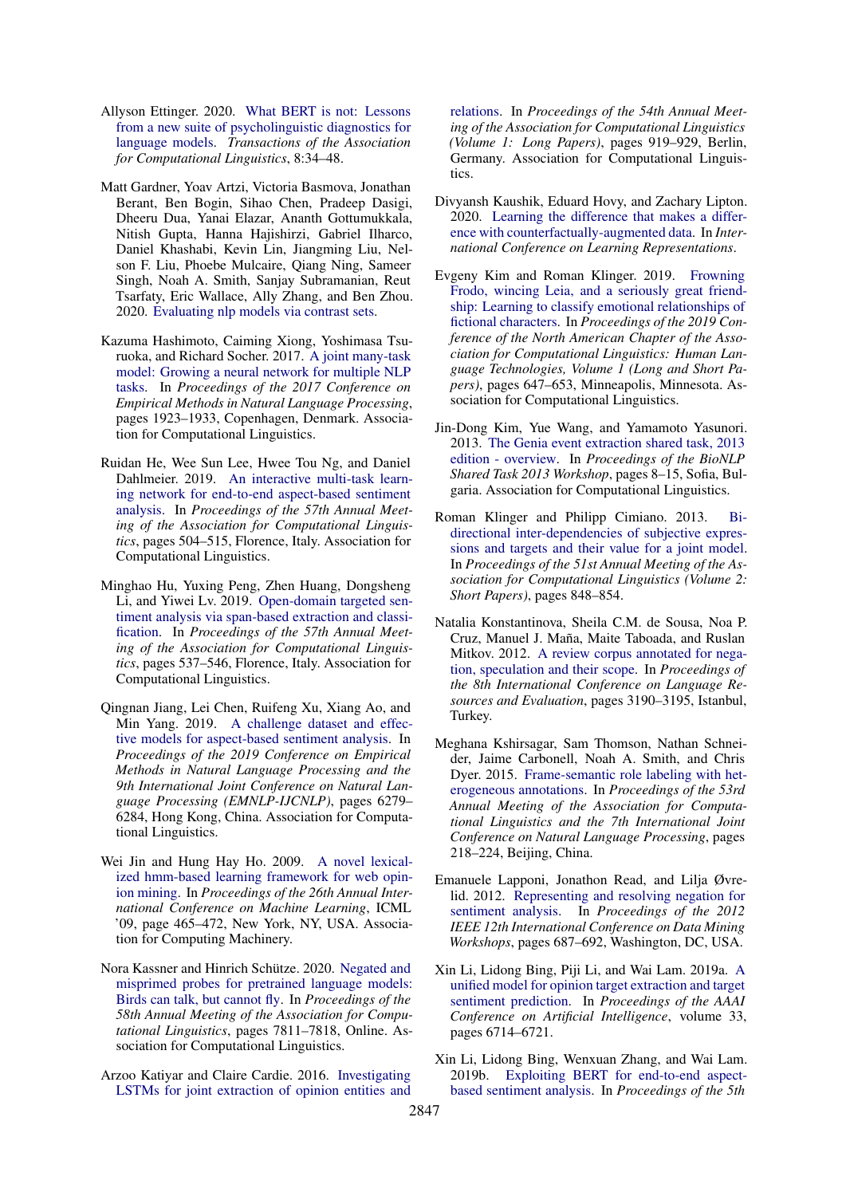Allyson Ettinger. 2020. What BERT is not: Lessons from a new suite of psycholinguistic diagnostics for language models. *Transactions of the Association for Computational Linguistics*, 8:34–48.

Matt Gardner, Yoav Artzi, Victoria Basmova, Jonathan Berant, Ben Bogin, Sihao Chen, Pradeep Dasigi, Dheeru Dua, Yanai Elazar, Ananth Gottumukkala, Nitish Gupta, Hanna Hajishirzi, Gabriel Ilharco, Daniel Khashabi, Kevin Lin, Jiangming Liu, Nelson F. Liu, Phoebe Mulcaire, Qiang Ning, Sameer Singh, Noah A. Smith, Sanjay Subramanian, Reut Tsarfaty, Eric Wallace, Ally Zhang, and Ben Zhou. 2020. Evaluating nlp models via contrast sets.

Kazuma Hashimoto, Caiming Xiong, Yoshimasa Tsuruoka, and Richard Socher. 2017. A joint many-task model: Growing a neural network for multiple NLP tasks. In *Proceedings of the 2017 Conference on Empirical Methods in Natural Language Processing*, pages 1923–1933, Copenhagen, Denmark. Association for Computational Linguistics.

Ruidan He, Wee Sun Lee, Hwee Tou Ng, and Daniel Dahlmeier. 2019. An interactive multi-task learning network for end-to-end aspect-based sentiment analysis. In *Proceedings of the 57th Annual Meeting of the Association for Computational Linguistics*, pages 504–515, Florence, Italy. Association for Computational Linguistics.

Minghao Hu, Yuxing Peng, Zhen Huang, Dongsheng Li, and Yiwei Lv. 2019. Open-domain targeted sentiment analysis via span-based extraction and classification. In *Proceedings of the 57th Annual Meeting of the Association for Computational Linguistics*, pages 537–546, Florence, Italy. Association for Computational Linguistics.

Qingnan Jiang, Lei Chen, Ruifeng Xu, Xiang Ao, and Min Yang. 2019. A challenge dataset and effective models for aspect-based sentiment analysis. In *Proceedings of the 2019 Conference on Empirical Methods in Natural Language Processing and the 9th International Joint Conference on Natural Language Processing (EMNLP-IJCNLP)*, pages 6279–6284, Hong Kong, China. Association for Computational Linguistics.

Wei Jin and Hung Hay Ho. 2009. A novel lexicalized hmm-based learning framework for web opinion mining. In *Proceedings of the 26th Annual International Conference on Machine Learning*, ICML '09, page 465–472, New York, NY, USA. Association for Computing Machinery.

Nora Kassner and Hinrich Schütze. 2020. Negated and misprimed probes for pretrained language models: Birds can talk, but cannot fly. In *Proceedings of the 58th Annual Meeting of the Association for Computational Linguistics*, pages 7811–7818, Online. Association for Computational Linguistics.

Arzoo Katiyar and Claire Cardie. 2016. Investigating LSTMs for joint extraction of opinion entities and relations. In *Proceedings of the 54th Annual Meeting of the Association for Computational Linguistics (Volume 1: Long Papers)*, pages 919–929, Berlin, Germany. Association for Computational Linguistics.

Divyansh Kaushik, Eduard Hovy, and Zachary Lipton. 2020. Learning the difference that makes a difference with counterfactually-augmented data. In *International Conference on Learning Representations*.

Evgeny Kim and Roman Klinger. 2019. Frowning Frodo, wincing Leia, and a seriously great friendship: Learning to classify emotional relationships of fictional characters. In *Proceedings of the 2019 Conference of the North American Chapter of the Association for Computational Linguistics: Human Language Technologies, Volume 1 (Long and Short Papers)*, pages 647–653, Minneapolis, Minnesota. Association for Computational Linguistics.

Jin-Dong Kim, Yue Wang, and Yamamoto Yasunori. 2013. The Genia event extraction shared task, 2013 edition - overview. In *Proceedings of the BioNLP Shared Task 2013 Workshop*, pages 8–15, Sofia, Bulgaria. Association for Computational Linguistics.

Roman Klinger and Philipp Cimiano. 2013. Bi-directional inter-dependencies of subjective expressions and targets and their value for a joint model. In *Proceedings of the 51st Annual Meeting of the Association for Computational Linguistics (Volume 2: Short Papers)*, pages 848–854.

Natalia Konstantinova, Sheila C.M. de Sousa, Noa P. Cruz, Manuel J. Maña, Maite Taboada, and Ruslan Mitkov. 2012. A review corpus annotated for negation, speculation and their scope. In *Proceedings of the 8th International Conference on Language Resources and Evaluation*, pages 3190–3195, Istanbul, Turkey.

Meghana Kshirsagar, Sam Thomson, Nathan Schneider, Jaime Carbonell, Noah A. Smith, and Chris Dyer. 2015. Frame-semantic role labeling with heterogeneous annotations. In *Proceedings of the 53rd Annual Meeting of the Association for Computational Linguistics and the 7th International Joint Conference on Natural Language Processing*, pages 218–224, Beijing, China.

Emanuele Lapponi, Jonathon Read, and Lilja Øvrelid. 2012. Representing and resolving negation for sentiment analysis. In *Proceedings of the 2012 IEEE 12th International Conference on Data Mining Workshops*, pages 687–692, Washington, DC, USA.

Xin Li, Lidong Bing, Piji Li, and Wai Lam. 2019a. A unified model for opinion target extraction and target sentiment prediction. In *Proceedings of the AAAI Conference on Artificial Intelligence*, volume 33, pages 6714–6721.

Xin Li, Lidong Bing, Wenxuan Zhang, and Wai Lam. 2019b. Exploiting BERT for end-to-end aspect-based sentiment analysis. In *Proceedings of the 5th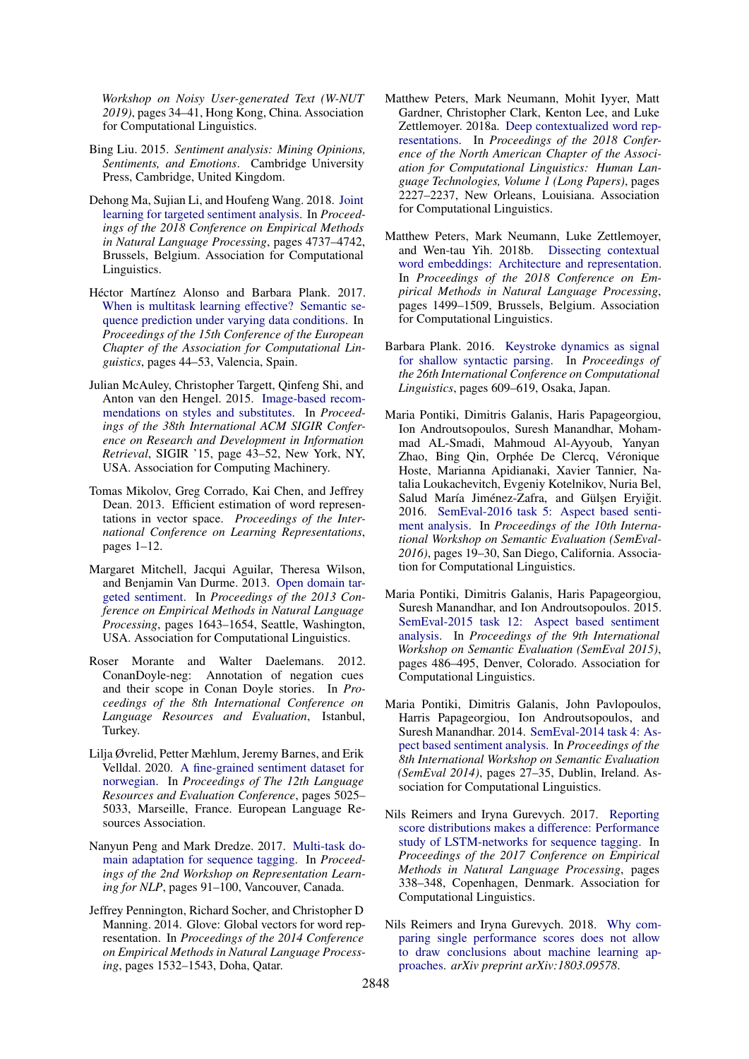*Workshop on Noisy User-generated Text (W-NUT 2019)*, pages 34–41, Hong Kong, China. Association for Computational Linguistics.

Bing Liu. 2015. *Sentiment analysis: Mining Opinions, Sentiments, and Emotions*. Cambridge University Press, Cambridge, United Kingdom.

Dehong Ma, Sujian Li, and Houfeng Wang. 2018. Joint learning for targeted sentiment analysis. In *Proceedings of the 2018 Conference on Empirical Methods in Natural Language Processing*, pages 4737–4742, Brussels, Belgium. Association for Computational Linguistics.

Héctor Martínez Alonso and Barbara Plank. 2017. When is multitask learning effective? Semantic sequence prediction under varying data conditions. In *Proceedings of the 15th Conference of the European Chapter of the Association for Computational Linguistics*, pages 44–53, Valencia, Spain.

Julian McAuley, Christopher Targett, Qinfeng Shi, and Anton van den Hengel. 2015. Image-based recommendations on styles and substitutes. In *Proceedings of the 38th International ACM SIGIR Conference on Research and Development in Information Retrieval*, SIGIR '15, page 43–52, New York, NY, USA. Association for Computing Machinery.

Tomas Mikolov, Greg Corrado, Kai Chen, and Jeffrey Dean. 2013. Efficient estimation of word representations in vector space. *Proceedings of the International Conference on Learning Representations*, pages 1–12.

Margaret Mitchell, Jacqui Aguilar, Theresa Wilson, and Benjamin Van Durme. 2013. Open domain targeted sentiment. In *Proceedings of the 2013 Conference on Empirical Methods in Natural Language Processing*, pages 1643–1654, Seattle, Washington, USA. Association for Computational Linguistics.

Roser Morante and Walter Daelemans. 2012. ConanDoyle-neg: Annotation of negation cues and their scope in Conan Doyle stories. In *Proceedings of the 8th International Conference on Language Resources and Evaluation*, Istanbul, Turkey.

Lilja Øvrelid, Petter Mæhlum, Jeremy Barnes, and Erik Velldal. 2020. A fine-grained sentiment dataset for norwegian. In *Proceedings of The 12th Language Resources and Evaluation Conference*, pages 5025–5033, Marseille, France. European Language Resources Association.

Nanyun Peng and Mark Dredze. 2017. Multi-task domain adaptation for sequence tagging. In *Proceedings of the 2nd Workshop on Representation Learning for NLP*, pages 91–100, Vancouver, Canada.

Jeffrey Pennington, Richard Socher, and Christopher D Manning. 2014. Glove: Global vectors for word representation. In *Proceedings of the 2014 Conference on Empirical Methods in Natural Language Processing*, pages 1532–1543, Doha, Qatar.

Matthew Peters, Mark Neumann, Mohit Iyyer, Matt Gardner, Christopher Clark, Kenton Lee, and Luke Zettlemoyer. 2018a. Deep contextualized word representations. In *Proceedings of the 2018 Conference of the North American Chapter of the Association for Computational Linguistics: Human Language Technologies, Volume 1 (Long Papers)*, pages 2227–2237, New Orleans, Louisiana. Association for Computational Linguistics.

Matthew Peters, Mark Neumann, Luke Zettlemoyer, and Wen-tau Yih. 2018b. Dissecting contextual word embeddings: Architecture and representation. In *Proceedings of the 2018 Conference on Empirical Methods in Natural Language Processing*, pages 1499–1509, Brussels, Belgium. Association for Computational Linguistics.

Barbara Plank. 2016. Keystroke dynamics as signal for shallow syntactic parsing. In *Proceedings of the 26th International Conference on Computational Linguistics*, pages 609–619, Osaka, Japan.

Maria Pontiki, Dimitris Galanis, Haris Papageorgiou, Ion Androutsopoulos, Suresh Manandhar, Mohammad AL-Smadi, Mahmoud Al-Ayyoub, Yanyan Zhao, Bing Qin, Orphée De Clercq, Véronique Hoste, Marianna Apidianaki, Xavier Tannier, Natalia Loukachevitch, Evgeniy Kotelnikov, Nuria Bel, Salud María Jiménez-Zafra, and Gülşen Eryiğit. 2016. SemEval-2016 task 5: Aspect based sentiment analysis. In *Proceedings of the 10th International Workshop on Semantic Evaluation (SemEval-2016)*, pages 19–30, San Diego, California. Association for Computational Linguistics.

Maria Pontiki, Dimitris Galanis, Haris Papageorgiou, Suresh Manandhar, and Ion Androutsopoulos. 2015. SemEval-2015 task 12: Aspect based sentiment analysis. In *Proceedings of the 9th International Workshop on Semantic Evaluation (SemEval 2015)*, pages 486–495, Denver, Colorado. Association for Computational Linguistics.

Maria Pontiki, Dimitris Galanis, John Pavlopoulos, Harris Papageorgiou, Ion Androutsopoulos, and Suresh Manandhar. 2014. SemEval-2014 task 4: Aspect based sentiment analysis. In *Proceedings of the 8th International Workshop on Semantic Evaluation (SemEval 2014)*, pages 27–35, Dublin, Ireland. Association for Computational Linguistics.

Nils Reimers and Iryna Gurevych. 2017. Reporting score distributions makes a difference: Performance study of LSTM-networks for sequence tagging. In *Proceedings of the 2017 Conference on Empirical Methods in Natural Language Processing*, pages 338–348, Copenhagen, Denmark. Association for Computational Linguistics.

Nils Reimers and Iryna Gurevych. 2018. Why comparing single performance scores does not allow to draw conclusions about machine learning approaches. *arXiv preprint arXiv:1803.09578*.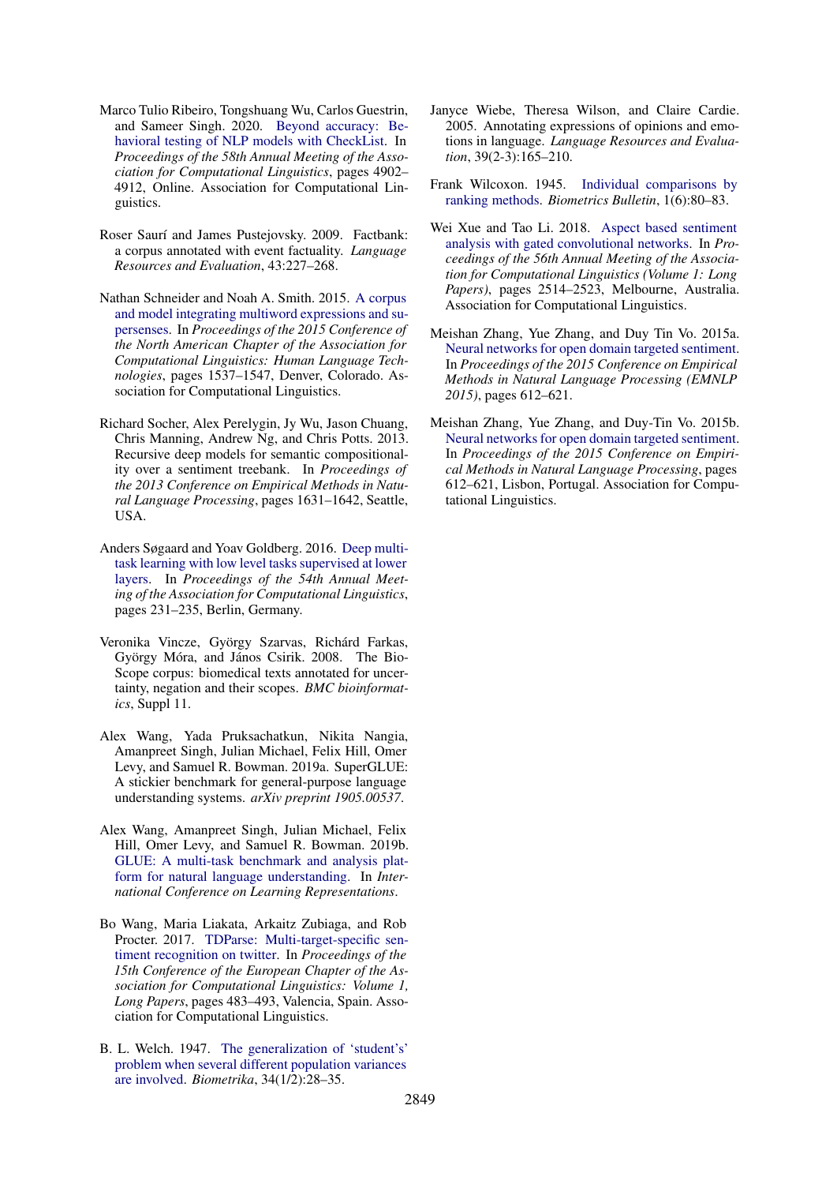Marco Tulio Ribeiro, Tongshuang Wu, Carlos Guestrin, and Sameer Singh. 2020. Beyond accuracy: Behavioral testing of NLP models with CheckList. In *Proceedings of the 58th Annual Meeting of the Association for Computational Linguistics*, pages 4902–4912, Online. Association for Computational Linguistics.

Roser Saurí and James Pustejovsky. 2009. Factbank: a corpus annotated with event factuality. *Language Resources and Evaluation*, 43:227–268.

Nathan Schneider and Noah A. Smith. 2015. A corpus and model integrating multiword expressions and supersenses. In *Proceedings of the 2015 Conference of the North American Chapter of the Association for Computational Linguistics: Human Language Technologies*, pages 1537–1547, Denver, Colorado. Association for Computational Linguistics.

Richard Socher, Alex Perelygin, Jy Wu, Jason Chuang, Chris Manning, Andrew Ng, and Chris Potts. 2013. Recursive deep models for semantic compositionality over a sentiment treebank. In *Proceedings of the 2013 Conference on Empirical Methods in Natural Language Processing*, pages 1631–1642, Seattle, USA.

Anders Søgaard and Yoav Goldberg. 2016. Deep multi-task learning with low level tasks supervised at lower layers. In *Proceedings of the 54th Annual Meeting of the Association for Computational Linguistics*, pages 231–235, Berlin, Germany.

Veronika Vincze, György Szarvas, Richárd Farkas, György Móra, and János Csirik. 2008. The BioScope corpus: biomedical texts annotated for uncertainty, negation and their scopes. *BMC bioinformatics*, Suppl 11.

Alex Wang, Yada Pruksachatkun, Nikita Nangia, Amanpreet Singh, Julian Michael, Felix Hill, Omer Levy, and Samuel R. Bowman. 2019a. SuperGLUE: A stickier benchmark for general-purpose language understanding systems. *arXiv preprint 1905.00537*.

Alex Wang, Amanpreet Singh, Julian Michael, Felix Hill, Omer Levy, and Samuel R. Bowman. 2019b. GLUE: A multi-task benchmark and analysis platform for natural language understanding. In *International Conference on Learning Representations*.

Bo Wang, Maria Liakata, Arkaitz Zubiaga, and Rob Procter. 2017. TDParse: Multi-target-specific sentiment recognition on twitter. In *Proceedings of the 15th Conference of the European Chapter of the Association for Computational Linguistics: Volume 1, Long Papers*, pages 483–493, Valencia, Spain. Association for Computational Linguistics.

B. L. Welch. 1947. The generalization of 'student's' problem when several different population variances are involved. *Biometrika*, 34(1/2):28–35.

Janyce Wiebe, Theresa Wilson, and Claire Cardie. 2005. Annotating expressions of opinions and emotions in language. *Language Resources and Evaluation*, 39(2-3):165–210.

Frank Wilcoxon. 1945. Individual comparisons by ranking methods. *Biometrics Bulletin*, 1(6):80–83.

Wei Xue and Tao Li. 2018. Aspect based sentiment analysis with gated convolutional networks. In *Proceedings of the 56th Annual Meeting of the Association for Computational Linguistics (Volume 1: Long Papers)*, pages 2514–2523, Melbourne, Australia. Association for Computational Linguistics.

Meishan Zhang, Yue Zhang, and Duy Tin Vo. 2015a. Neural networks for open domain targeted sentiment. In *Proceedings of the 2015 Conference on Empirical Methods in Natural Language Processing (EMNLP 2015)*, pages 612–621.

Meishan Zhang, Yue Zhang, and Duy-Tin Vo. 2015b. Neural networks for open domain targeted sentiment. In *Proceedings of the 2015 Conference on Empirical Methods in Natural Language Processing*, pages 612–621, Lisbon, Portugal. Association for Computational Linguistics.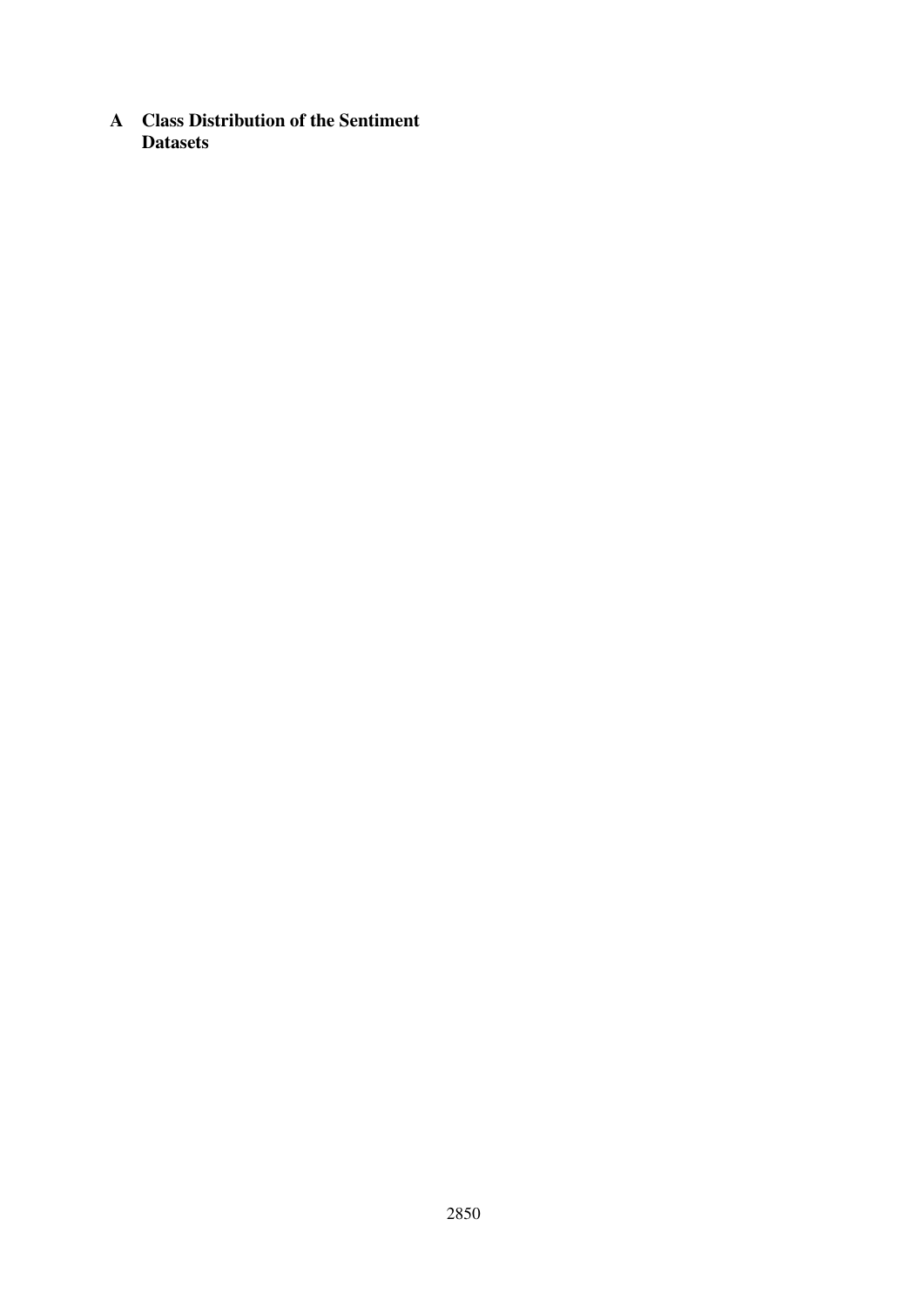# A Class Distribution of the Sentiment Datasets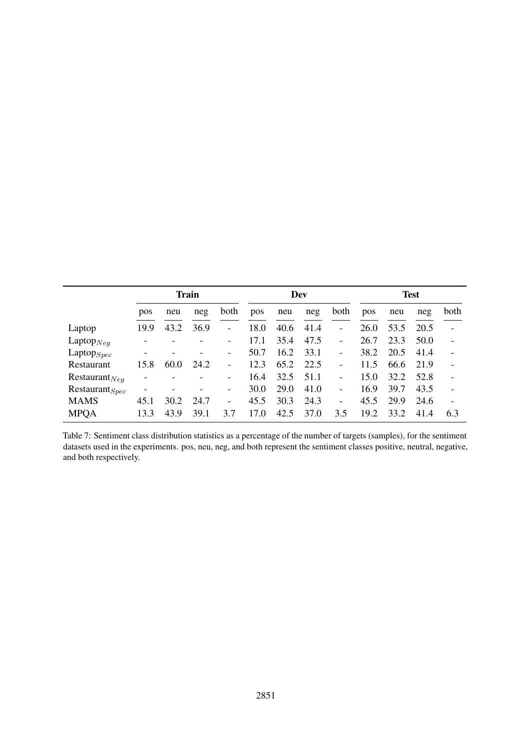| | Train | | | | Dev | | | | Test | | | |
|---|---|---|---|---|---|---|---|---|---|---|---|---|
| | pos | neu | neg | both | pos | neu | neg | both | pos | neu | neg | both |
| Laptop | 19.9 | 43.2 | 36.9 | - | 18.0 | 40.6 | 41.4 | - | 26.0 | 53.5 | 20.5 | - |
| Laptop$_{Neg}$ | - | - | - | - | 17.1 | 35.4 | 47.5 | - | 26.7 | 23.3 | 50.0 | - |
| Laptop$_{Spec}$ | - | - | - | - | 50.7 | 16.2 | 33.1 | - | 38.2 | 20.5 | 41.4 | - |
| Restaurant | 15.8 | 60.0 | 24.2 | - | 12.3 | 65.2 | 22.5 | - | 11.5 | 66.6 | 21.9 | - |
| Restaurant$_{Neg}$ | - | - | - | - | 16.4 | 32.5 | 51.1 | - | 15.0 | 32.2 | 52.8 | - |
| Restaurant$_{Spec}$ | - | - | - | - | 30.0 | 29.0 | 41.0 | - | 16.9 | 39.7 | 43.5 | - |
| MAMS | 45.1 | 30.2 | 24.7 | - | 45.5 | 30.3 | 24.3 | - | 45.5 | 29.9 | 24.6 | - |
| MPQA | 13.3 | 43.9 | 39.1 | 3.7 | 17.0 | 42.5 | 37.0 | 3.5 | 19.2 | 33.2 | 41.4 | 6.3 |

Table 7: Sentiment class distribution statistics as a percentage of the number of targets (samples), for the sentiment datasets used in the experiments. pos, neu, neg, and both represent the sentiment classes positive, neutral, negative, and both respectively.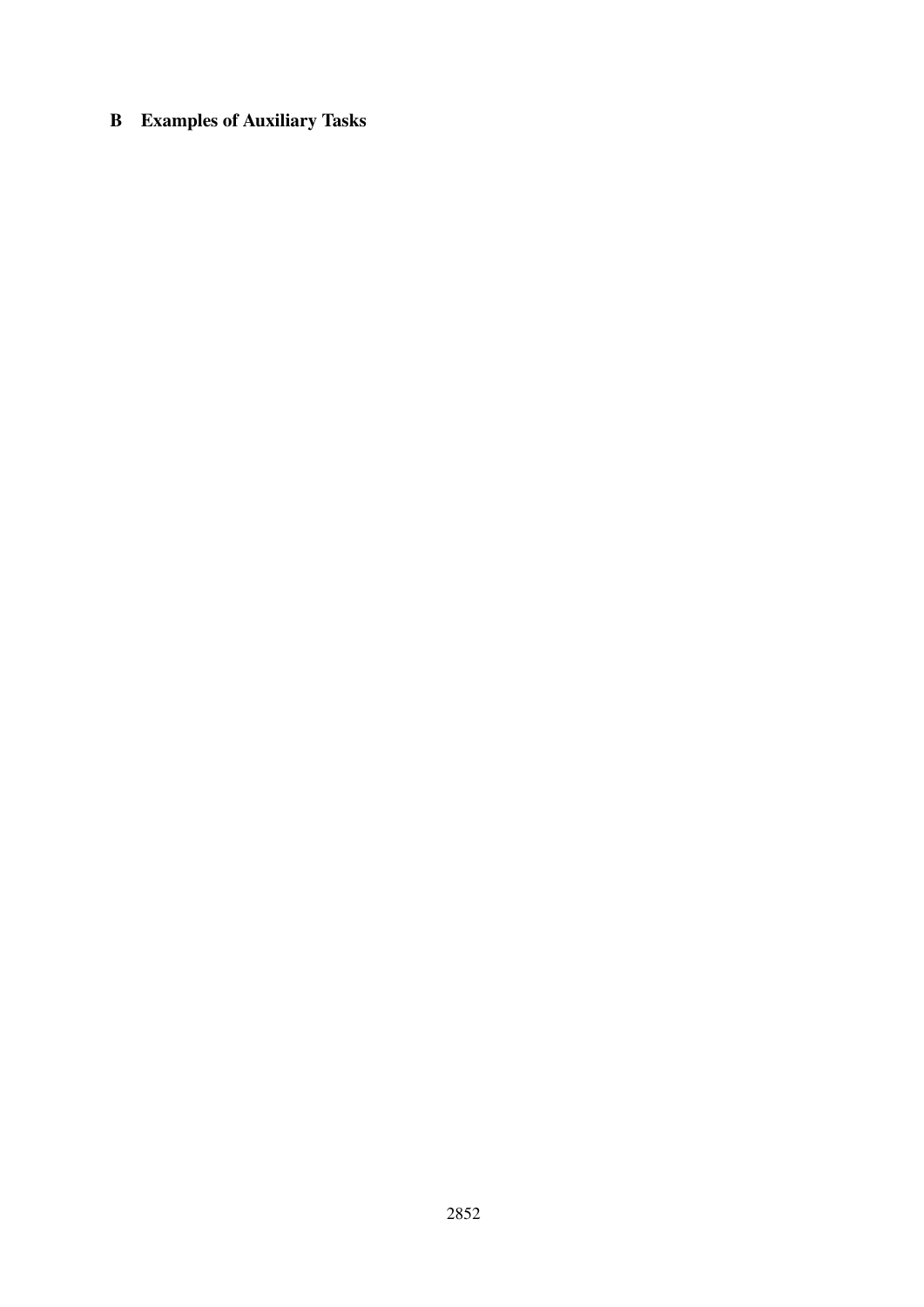# B Examples of Auxiliary Tasks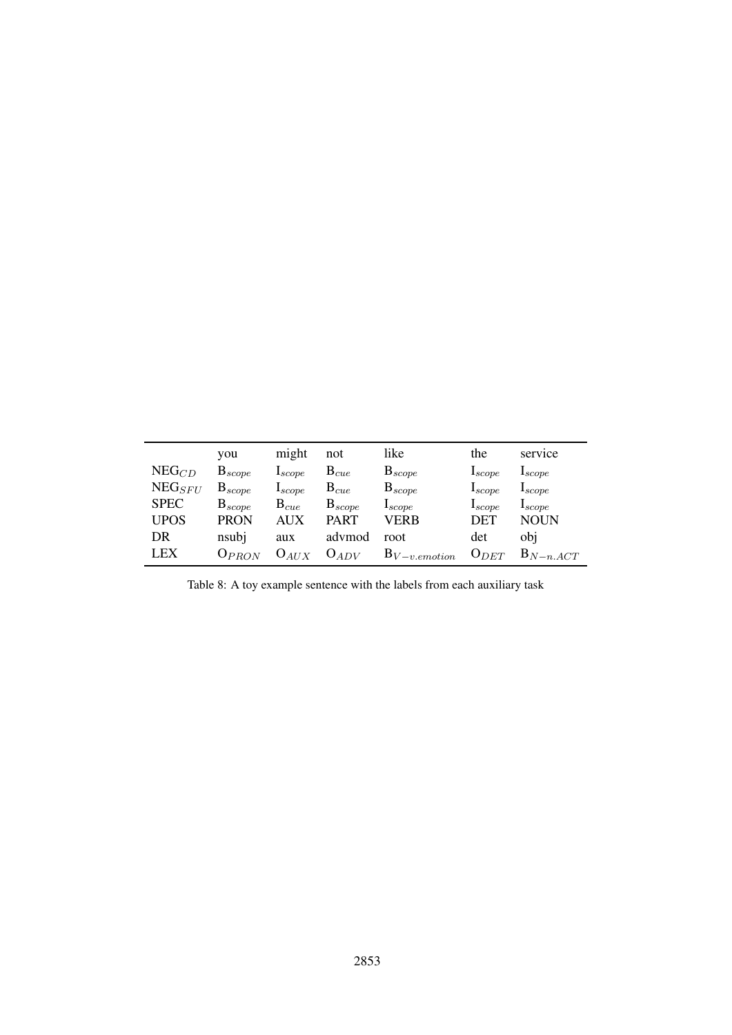| | you | might | not | like | the | service |
|---|---|---|---|---|---|---|
| $NEG_{CD}$ | $B_{scope}$ | $I_{scope}$ | $B_{cue}$ | $B_{scope}$ | $I_{scope}$ | $I_{scope}$ |
| $NEG_{SFU}$ | $B_{scope}$ | $I_{scope}$ | $B_{cue}$ | $B_{scope}$ | $I_{scope}$ | $I_{scope}$ |
| SPEC | $B_{scope}$ | $B_{cue}$ | $B_{scope}$ | $I_{scope}$ | $I_{scope}$ | $I_{scope}$ |
| UPOS | PRON | AUX | PART | VERB | DET | NOUN |
| DR | nsubj | aux | advmod | root | det | obj |
| LEX | $O_{PRON}$ | $O_{AUX}$ | $O_{ADV}$ | $B_{V-v.emotion}$ | $O_{DET}$ | $B_{N-n.ACT}$ |

Table 8: A toy example sentence with the labels from each auxiliary task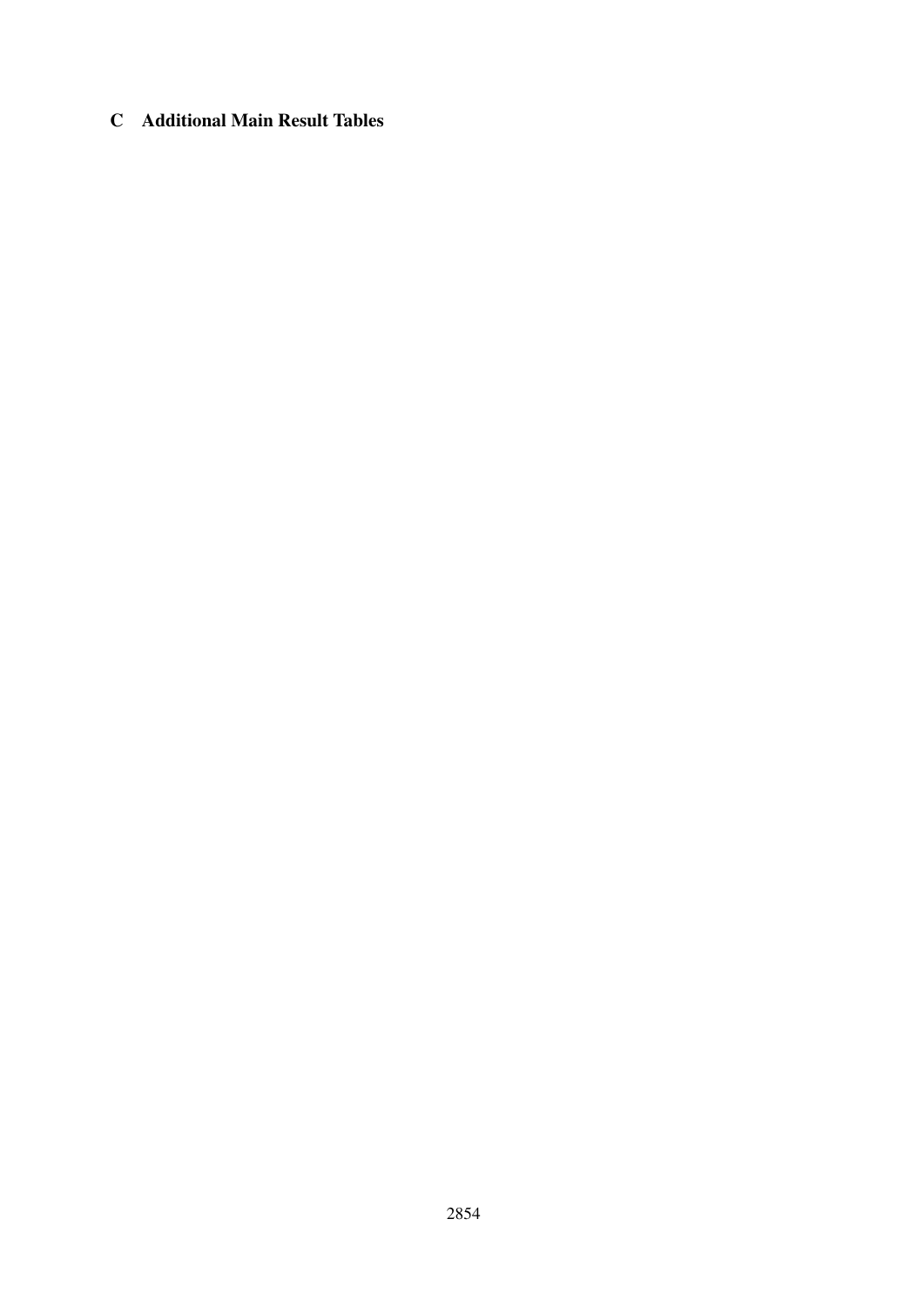# C Additional Main Result Tables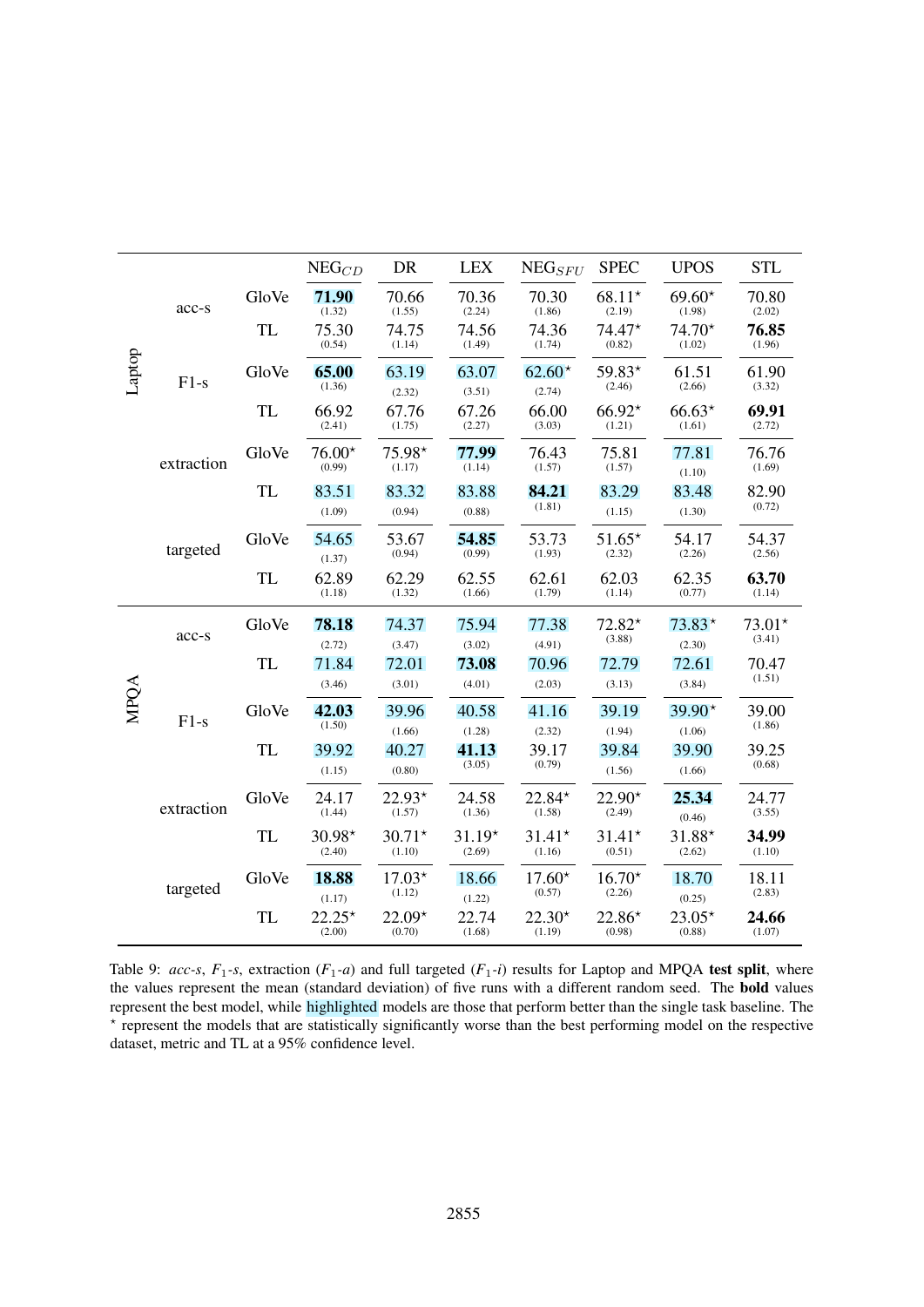| | | | $\text{NEG}_{CD}$ | DR | LEX | $\text{NEG}_{SFU}$ | SPEC | UPOS | STL |
|---|---|---|---|---|---|---|---|---|---|
| Laptop | acc-s | GloVe | **71.90** (1.32) | 70.66 (1.55) | 70.36 (2.24) | 70.30 (1.86) | 68.11⋆ (2.19) | 69.60⋆ (1.98) | 70.80 (2.02) |
| | | TL | 75.30 (0.54) | 74.75 (1.14) | 74.56 (1.49) | 74.36 (1.74) | 74.47⋆ (0.82) | 74.70⋆ (1.02) | **76.85** (1.96) |
| | F1-s | GloVe | **65.00** (1.36) | 63.19 (2.32) | 63.07 (3.51) | 62.60⋆ (2.74) | 59.83⋆ (2.46) | 61.51 (2.66) | 61.90 (3.32) |
| | | TL | 66.92 (2.41) | 67.76 (1.75) | 67.26 (2.27) | 66.00 (3.03) | 66.92⋆ (1.21) | 66.63⋆ (1.61) | **69.91** (2.72) |
| | extraction | GloVe | 76.00⋆ (0.99) | 75.98⋆ (1.17) | **77.99** (1.14) | 76.43 (1.57) | 75.81 (1.57) | 77.81 (1.10) | 76.76 (1.69) |
| | | TL | 83.51 (1.09) | 83.32 (0.94) | 83.88 (0.88) | **84.21** (1.81) | 83.29 (1.15) | 83.48 (1.30) | 82.90 (0.72) |
| | targeted | GloVe | 54.65 (1.37) | 53.67 (0.94) | **54.85** (0.99) | 53.73 (1.93) | 51.65⋆ (2.32) | 54.17 (2.26) | 54.37 (2.56) |
| | | TL | 62.89 (1.18) | 62.29 (1.32) | 62.55 (1.66) | 62.61 (1.79) | 62.03 (1.14) | 62.35 (0.77) | **63.70** (1.14) |
| MPQA | acc-s | GloVe | **78.18** (2.72) | 74.37 (3.47) | 75.94 (3.02) | 77.38 (4.91) | 72.82⋆ (3.88) | 73.83⋆ (2.30) | 73.01⋆ (3.41) |
| | | TL | 71.84 (3.46) | 72.01 (3.01) | **73.08** (4.01) | 70.96 (2.03) | 72.79 (3.13) | 72.61 (3.84) | 70.47 (1.51) |
| | F1-s | GloVe | **42.03** (1.50) | 39.96 (1.66) | 40.58 (1.28) | 41.16 (2.32) | 39.19 (1.94) | 39.90⋆ (1.06) | 39.00 (1.86) |
| | | TL | 39.92 (1.15) | 40.27 (0.80) | **41.13** (3.05) | 39.17 (0.79) | 39.84 (1.56) | 39.90 (1.66) | 39.25 (0.68) |
| | extraction | GloVe | 24.17 (1.44) | 22.93⋆ (1.57) | 24.58 (1.36) | 22.84⋆ (1.58) | 22.90⋆ (2.49) | **25.34** (0.46) | 24.77 (3.55) |
| | | TL | 30.98⋆ (2.40) | 30.71⋆ (1.10) | 31.19⋆ (2.69) | 31.41⋆ (1.16) | 31.41⋆ (0.51) | 31.88⋆ (2.62) | **34.99** (1.10) |
| | targeted | GloVe | **18.88** (1.17) | 17.03⋆ (1.12) | 18.66 (1.22) | 17.60⋆ (0.57) | 16.70⋆ (2.26) | 18.70 (0.25) | 18.11 (2.83) |
| | | TL | 22.25⋆ (2.00) | 22.09⋆ (0.70) | 22.74 (1.68) | 22.30⋆ (1.19) | 22.86⋆ (0.98) | 23.05⋆ (0.88) | **24.66** (1.07) |

Table 9: *acc-s*, $F_1$-*s*, extraction ($F_1$-*a*) and full targeted ($F_1$-*i*) results for Laptop and MPQA **test split**, where the values represent the mean (standard deviation) of five runs with a different random seed. The **bold** values represent the best model, while highlighted models are those that perform better than the single task baseline. The ⋆ represent the models that are statistically significantly worse than the best performing model on the respective dataset, metric and TL at a 95% confidence level.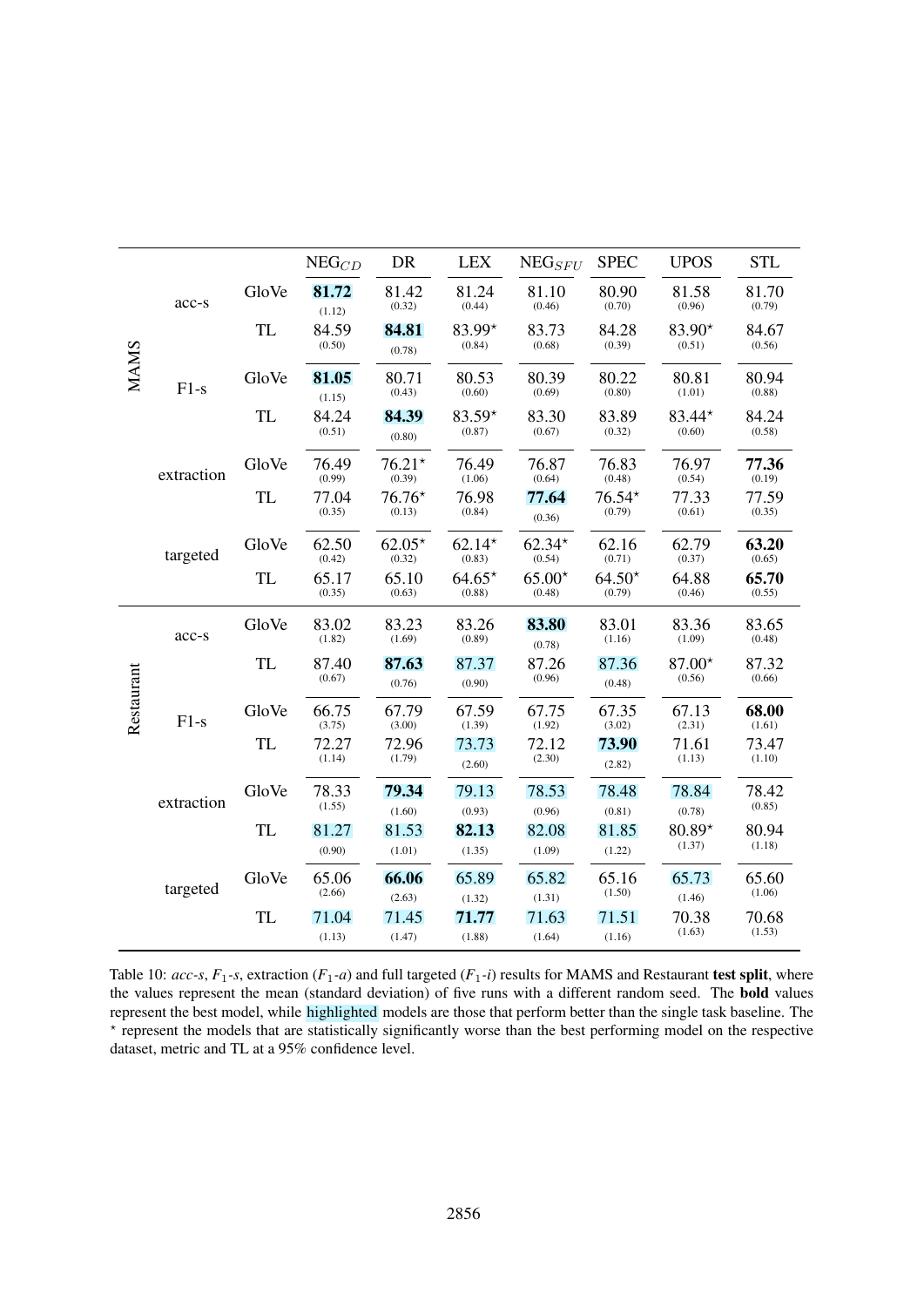| | | | $NEG_{CD}$ | DR | LEX | $NEG_{SFU}$ | SPEC | UPOS | STL |
|---|---|---|---|---|---|---|---|---|---|
| MAMS | acc-s | GloVe | **81.72** (1.12) | 81.42 (0.32) | 81.24 (0.44) | 81.10 (0.46) | 80.90 (0.70) | 81.58 (0.96) | 81.70 (0.79) |
| | | TL | 84.59 (0.50) | **84.81** (0.78) | 83.99⋆ (0.84) | 83.73 (0.68) | 84.28 (0.39) | 83.90⋆ (0.51) | 84.67 (0.56) |
| | F1-s | GloVe | **81.05** (1.15) | 80.71 (0.43) | 80.53 (0.60) | 80.39 (0.69) | 80.22 (0.80) | 80.81 (1.01) | 80.94 (0.88) |
| | | TL | 84.24 (0.51) | **84.39** (0.80) | 83.59⋆ (0.87) | 83.30 (0.67) | 83.89 (0.32) | 83.44⋆ (0.60) | 84.24 (0.58) |
| | extraction | GloVe | 76.49 (0.99) | 76.21⋆ (0.39) | 76.49 (1.06) | 76.87 (0.64) | 76.83 (0.48) | 76.97 (0.54) | **77.36** (0.19) |
| | | TL | 77.04 (0.35) | 76.76⋆ (0.13) | 76.98 (0.84) | **77.64** (0.36) | 76.54⋆ (0.79) | 77.33 (0.61) | 77.59 (0.35) |
| | targeted | GloVe | 62.50 (0.42) | 62.05⋆ (0.32) | 62.14⋆ (0.83) | 62.34⋆ (0.54) | 62.16 (0.71) | 62.79 (0.37) | **63.20** (0.65) |
| | | TL | 65.17 (0.35) | 65.10 (0.63) | 64.65⋆ (0.88) | 65.00⋆ (0.48) | 64.50⋆ (0.79) | 64.88 (0.46) | **65.70** (0.55) |
| Restaurant | acc-s | GloVe | 83.02 (1.82) | 83.23 (1.69) | 83.26 (0.89) | **83.80** (0.78) | 83.01 (1.16) | 83.36 (1.09) | 83.65 (0.48) |
| | | TL | 87.40 (0.67) | **87.63** (0.76) | 87.37 (0.90) | 87.26 (0.96) | 87.36 (0.48) | 87.00⋆ (0.56) | 87.32 (0.66) |
| | F1-s | GloVe | 66.75 (3.75) | 67.79 (3.00) | 67.59 (1.39) | 67.75 (1.92) | 67.35 (3.02) | 67.13 (2.31) | **68.00** (1.61) |
| | | TL | 72.27 (1.14) | 72.96 (1.79) | 73.73 (2.60) | 72.12 (2.30) | **73.90** (2.82) | 71.61 (1.13) | 73.47 (1.10) |
| | extraction | GloVe | 78.33 (1.55) | **79.34** (1.60) | 79.13 (0.93) | 78.53 (0.96) | 78.48 (0.81) | 78.84 (0.78) | 78.42 (0.85) |
| | | TL | 81.27 (0.90) | 81.53 (1.01) | **82.13** (1.35) | 82.08 (1.09) | 81.85 (1.22) | 80.89⋆ (1.37) | 80.94 (1.18) |
| | targeted | GloVe | 65.06 (2.66) | **66.06** (2.63) | 65.89 (1.32) | 65.82 (1.31) | 65.16 (1.50) | 65.73 (1.46) | 65.60 (1.06) |
| | | TL | 71.04 (1.13) | 71.45 (1.47) | **71.77** (1.88) | 71.63 (1.64) | 71.51 (1.16) | 70.38 (1.63) | 70.68 (1.53) |

Table 10: *acc-s*, $F_1$*-s*, extraction ($F_1$*-a*) and full targeted ($F_1$*-i*) results for MAMS and Restaurant **test split**, where the values represent the mean (standard deviation) of five runs with a different random seed. The **bold** values represent the best model, while highlighted models are those that perform better than the single task baseline. The ⋆ represent the models that are statistically significantly worse than the best performing model on the respective dataset, metric and TL at a 95% confidence level.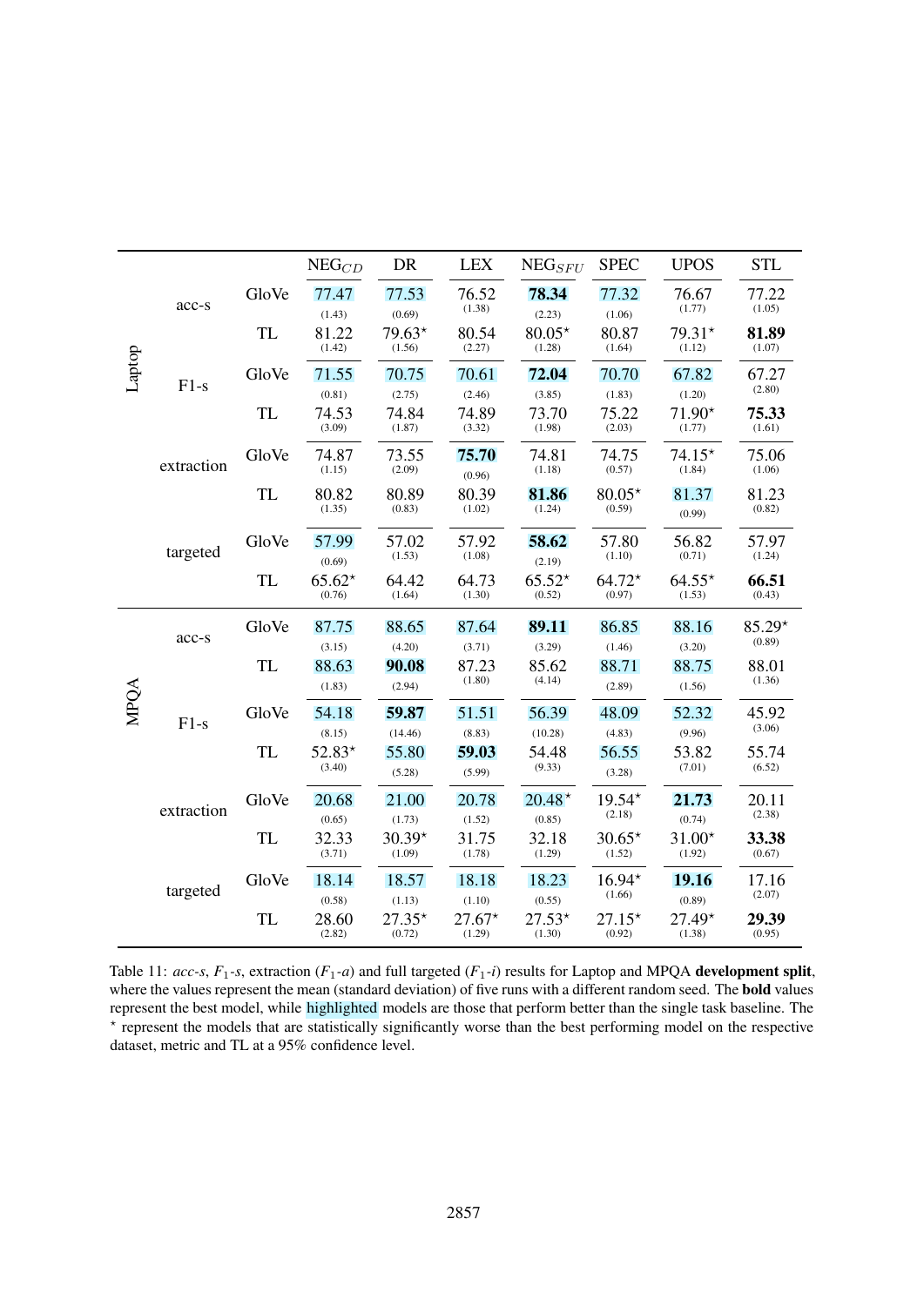| | | | $NEG_{CD}$ | DR | LEX | $NEG_{SFU}$ | SPEC | UPOS | STL |
|---|---|---|---|---|---|---|---|---|---|
| Laptop | acc-s | GloVe | 77.47 (1.43) | 77.53 (0.69) | 76.52 (1.38) | **78.34** (2.23) | 77.32 (1.06) | 76.67 (1.77) | 77.22 (1.05) |
| | | TL | 81.22 (1.42) | 79.63⋆ (1.56) | 80.54 (2.27) | 80.05⋆ (1.28) | 80.87 (1.64) | 79.31⋆ (1.12) | **81.89** (1.07) |
| | F1-s | GloVe | 71.55 (0.81) | 70.75 (2.75) | 70.61 (2.46) | **72.04** (3.85) | 70.70 (1.83) | 67.82 (1.20) | 67.27 (2.80) |
| | | TL | 74.53 (3.09) | 74.84 (1.87) | 74.89 (3.32) | 73.70 (1.98) | 75.22 (2.03) | 71.90⋆ (1.77) | **75.33** (1.61) |
| | extraction | GloVe | 74.87 (1.15) | 73.55 (2.09) | **75.70** (0.96) | 74.81 (1.18) | 74.75 (0.57) | 74.15⋆ (1.84) | 75.06 (1.06) |
| | | TL | 80.82 (1.35) | 80.89 (0.83) | 80.39 (1.02) | **81.86** (1.24) | 80.05⋆ (0.59) | 81.37 (0.99) | 81.23 (0.82) |
| | targeted | GloVe | 57.99 (0.69) | 57.02 (1.53) | 57.92 (1.08) | **58.62** (2.19) | 57.80 (1.10) | 56.82 (0.71) | 57.97 (1.24) |
| | | TL | 65.62⋆ (0.76) | 64.42 (1.64) | 64.73 (1.30) | 65.52⋆ (0.52) | 64.72⋆ (0.97) | 64.55⋆ (1.53) | **66.51** (0.43) |
| MPQA | acc-s | GloVe | 87.75 (3.15) | 88.65 (4.20) | 87.64 (3.71) | **89.11** (3.29) | 86.85 (1.46) | 88.16 (3.20) | 85.29⋆ (0.89) |
| | | TL | 88.63 (1.83) | **90.08** (2.94) | 87.23 (1.80) | 85.62 (4.14) | 88.71 (2.89) | 88.75 (1.56) | 88.01 (1.36) |
| | F1-s | GloVe | 54.18 (8.15) | **59.87** (14.46) | 51.51 (8.83) | 56.39 (10.28) | 48.09 (4.83) | 52.32 (9.96) | 45.92 (3.06) |
| | | TL | 52.83⋆ (3.40) | 55.80 (5.28) | **59.03** (5.99) | 54.48 (9.33) | 56.55 (3.28) | 53.82 (7.01) | 55.74 (6.52) |
| | extraction | GloVe | 20.68 (0.65) | 21.00 (1.73) | 20.78 (1.52) | 20.48⋆ (0.85) | 19.54⋆ (2.18) | **21.73** (0.74) | 20.11 (2.38) |
| | | TL | 32.33 (3.71) | 30.39⋆ (1.09) | 31.75 (1.78) | 32.18 (1.29) | 30.65⋆ (1.52) | 31.00⋆ (1.92) | **33.38** (0.67) |
| | targeted | GloVe | 18.14 (0.58) | 18.57 (1.13) | 18.18 (1.10) | 18.23 (0.55) | 16.94⋆ (1.66) | **19.16** (0.89) | 17.16 (2.07) |
| | | TL | 28.60 (2.82) | 27.35⋆ (0.72) | 27.67⋆ (1.29) | 27.53⋆ (1.30) | 27.15⋆ (0.92) | 27.49⋆ (1.38) | **29.39** (0.95) |

Table 11: *acc-s*, $F_1$-*s*, extraction ($F_1$-*a*) and full targeted ($F_1$-*i*) results for Laptop and MPQA **development split**, where the values represent the mean (standard deviation) of five runs with a different random seed. The **bold** values represent the best model, while highlighted models are those that perform better than the single task baseline. The ⋆ represent the models that are statistically significantly worse than the best performing model on the respective dataset, metric and TL at a 95% confidence level.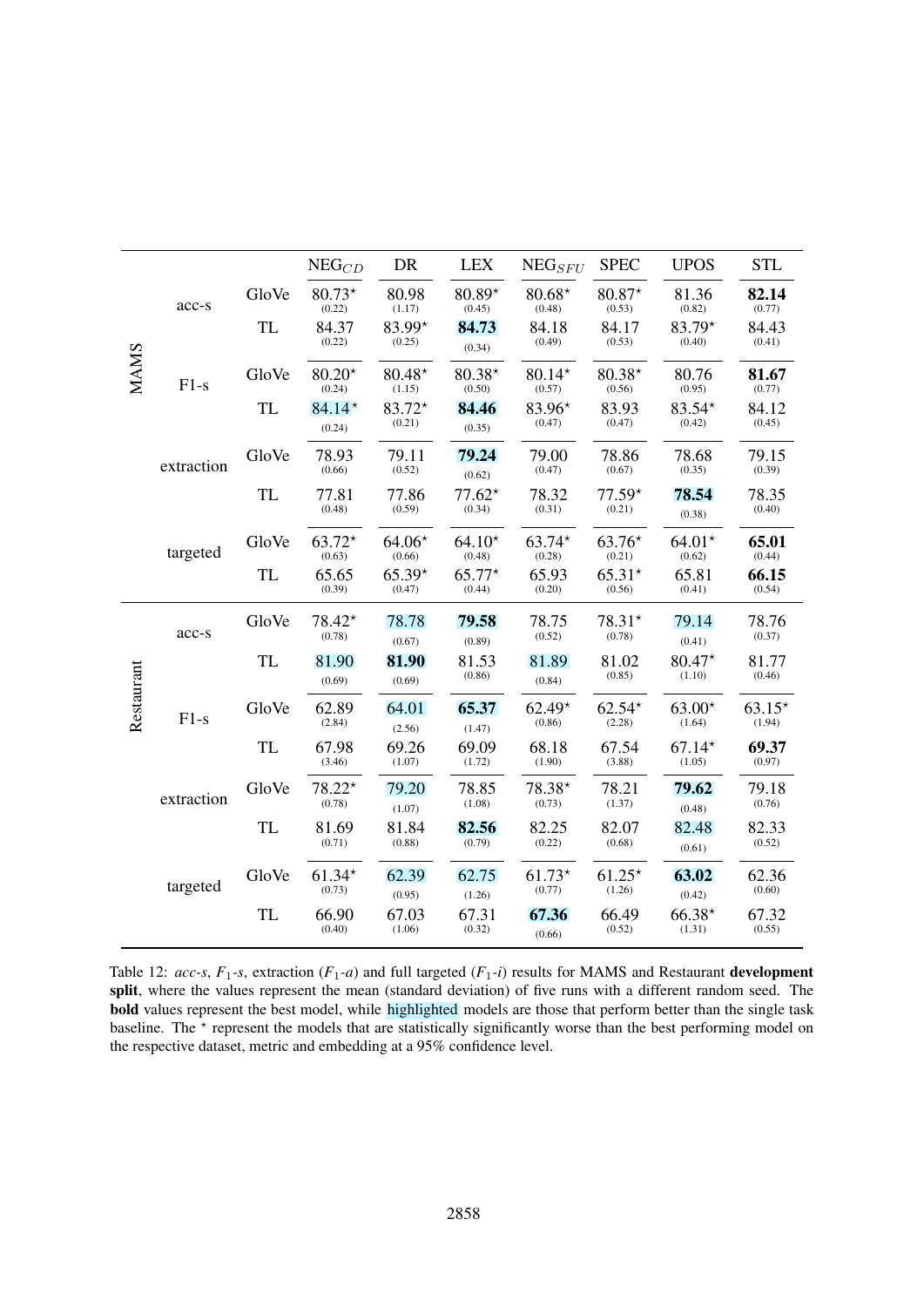| Dataset | Metric | Embedding | $NEG_{CD}$ | DR | LEX | $NEG_{SFU}$ | SPEC | UPOS | STL |
|---|---|---|---|---|---|---|---|---|---|
| MAMS | acc-s | GloVe | 80.73* (0.22) | 80.98 (1.17) | 80.89* (0.45) | 80.68* (0.48) | 80.87* (0.53) | 81.36 (0.82) | **82.14** (0.77) |
| | | TL | 84.37 (0.22) | 83.99* (0.25) | **84.73** (0.34) | 84.18 (0.49) | 84.17 (0.53) | 83.79* (0.40) | 84.43 (0.41) |
| | F1-s | GloVe | 80.20* (0.24) | 80.48* (1.15) | 80.38* (0.50) | 80.14* (0.57) | 80.38* (0.56) | 80.76 (0.95) | **81.67** (0.77) |
| | | TL | 84.14* (0.24) | 83.72* (0.21) | **84.46** (0.35) | 83.96* (0.47) | 83.93 (0.47) | 83.54* (0.42) | 84.12 (0.45) |
| | extraction | GloVe | 78.93 (0.66) | 79.11 (0.52) | **79.24** (0.62) | 79.00 (0.47) | 78.86 (0.67) | 78.68 (0.35) | 79.15 (0.39) |
| | | TL | 77.81 (0.48) | 77.86 (0.59) | 77.62* (0.34) | 78.32 (0.31) | 77.59* (0.21) | **78.54** (0.38) | 78.35 (0.40) |
| | targeted | GloVe | 63.72* (0.63) | 64.06* (0.66) | 64.10* (0.48) | 63.74* (0.28) | 63.76* (0.21) | 64.01* (0.62) | **65.01** (0.44) |
| | | TL | 65.65 (0.39) | 65.39* (0.47) | 65.77* (0.44) | 65.93 (0.20) | 65.31* (0.56) | 65.81 (0.41) | **66.15** (0.54) |
| Restaurant | acc-s | GloVe | 78.42* (0.78) | 78.78 (0.67) | **79.58** (0.89) | 78.75 (0.52) | 78.31* (0.78) | 79.14 (0.41) | 78.76 (0.37) |
| | | TL | 81.90 (0.69) | **81.90** (0.69) | 81.53 (0.86) | 81.89 (0.84) | 81.02 (0.85) | 80.47* (1.10) | 81.77 (0.46) |
| | F1-s | GloVe | 62.89 (2.84) | 64.01 (2.56) | **65.37** (1.47) | 62.49* (0.86) | 62.54* (2.28) | 63.00* (1.64) | 63.15* (1.94) |
| | | TL | 67.98 (3.46) | 69.26 (1.07) | 69.09 (1.72) | 68.18 (1.90) | 67.54 (3.88) | 67.14* (1.05) | **69.37** (0.97) |
| | extraction | GloVe | 78.22* (0.78) | 79.20 (1.07) | 78.85 (1.08) | 78.38* (0.73) | 78.21 (1.37) | **79.62** (0.48) | 79.18 (0.76) |
| | | TL | 81.69 (0.71) | 81.84 (0.88) | **82.56** (0.79) | 82.25 (0.22) | 82.07 (0.68) | 82.48 (0.61) | 82.33 (0.52) |
| | targeted | GloVe | 61.34* (0.73) | 62.39 (0.95) | 62.75 (1.26) | 61.73* (0.77) | 61.25* (1.26) | **63.02** (0.42) | 62.36 (0.60) |
| | | TL | 66.90 (0.40) | 67.03 (1.06) | 67.31 (0.32) | **67.36** (0.66) | 66.49 (0.52) | 66.38* (1.31) | 67.32 (0.55) |

Table 12: *acc-s*, $F_1$-*s*, extraction ($F_1$-*a*) and full targeted ($F_1$-*i*) results for MAMS and Restaurant **development split**, where the values represent the mean (standard deviation) of five runs with a different random seed. The **bold** values represent the best model, while highlighted models are those that perform better than the single task baseline. The * represent the models that are statistically significantly worse than the best performing model on the respective dataset, metric and embedding at a 95% confidence level.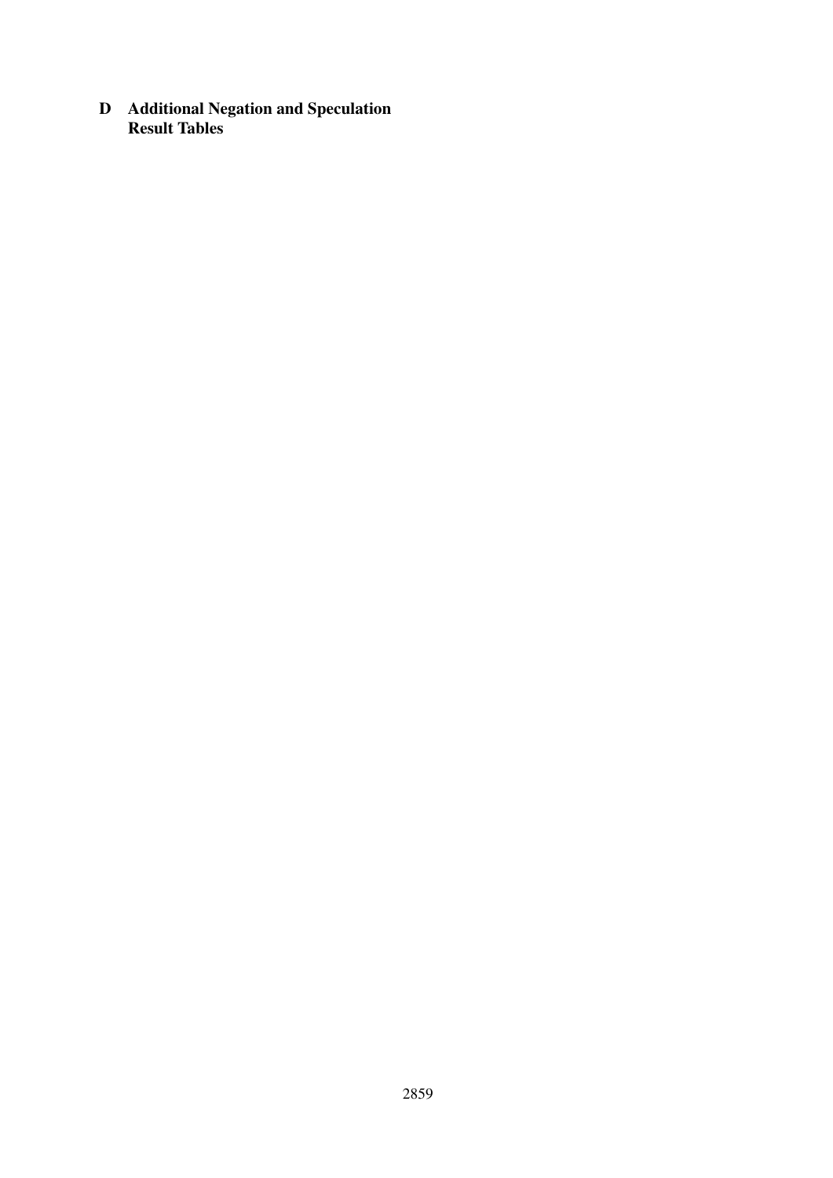# D Additional Negation and Speculation Result Tables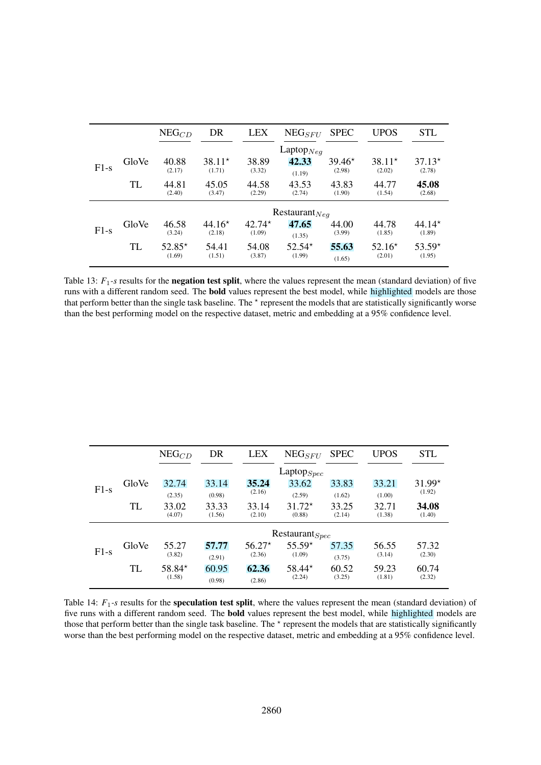| | | $NEG_{CD}$ | DR | LEX | $NEG_{SFU}$ | SPEC | UPOS | STL |
|---|---|---|---|---|---|---|---|---|
| | | | | | $Laptop_{Neg}$ | | | |
| F1-s | GloVe | 40.88 (2.17) | 38.11* (1.71) | 38.89 (3.32) | **42.33** (1.19) | 39.46* (2.98) | 38.11* (2.02) | 37.13* (2.78) |
| | TL | 44.81 (2.40) | 45.05 (3.47) | 44.58 (2.29) | 43.53 (2.74) | 43.83 (1.90) | 44.77 (1.54) | **45.08** (2.68) |
| | | | | | $Restaurant_{Neg}$ | | | |
| F1-s | GloVe | 46.58 (3.24) | 44.16* (2.18) | 42.74* (1.09) | **47.65** (1.35) | 44.00 (3.99) | 44.78 (1.85) | 44.14* (1.89) |
| | TL | 52.85* (1.69) | 54.41 (1.51) | 54.08 (3.87) | 52.54* (1.99) | **55.63** (1.65) | 52.16* (2.01) | 53.59* (1.95) |

Table 13: $F_1$-*s* results for the **negation test split**, where the values represent the mean (standard deviation) of five runs with a different random seed. The **bold** values represent the best model, while highlighted models are those that perform better than the single task baseline. The * represent the models that are statistically significantly worse than the best performing model on the respective dataset, metric and embedding at a 95% confidence level.

| | | $NEG_{CD}$ | DR | LEX | $NEG_{SFU}$ | SPEC | UPOS | STL |
|---|---|---|---|---|---|---|---|---|
| | | | | | $Laptop_{Spec}$ | | | |
| F1-s | GloVe | 32.74 (2.35) | 33.14 (0.98) | **35.24** (2.16) | 33.62 (2.59) | 33.83 (1.62) | 33.21 (1.00) | 31.99* (1.92) |
| | TL | 33.02 (4.07) | 33.33 (1.56) | 33.14 (2.10) | 31.72* (0.88) | 33.25 (2.14) | 32.71 (1.38) | **34.08** (1.40) |
| | | | | | $Restaurant_{Spec}$ | | | |
| F1-s | GloVe | 55.27 (3.82) | **57.77** (2.91) | 56.27* (2.36) | 55.59* (1.09) | 57.35 (3.75) | 56.55 (3.14) | 57.32 (2.30) |
| | TL | 58.84* (1.58) | 60.95 (0.98) | **62.36** (2.86) | 58.44* (2.24) | 60.52 (3.25) | 59.23 (1.81) | 60.74 (2.32) |

Table 14: $F_1$-*s* results for the **speculation test split**, where the values represent the mean (standard deviation) of five runs with a different random seed. The **bold** values represent the best model, while highlighted models are those that perform better than the single task baseline. The * represent the models that are statistically significantly worse than the best performing model on the respective dataset, metric and embedding at a 95% confidence level.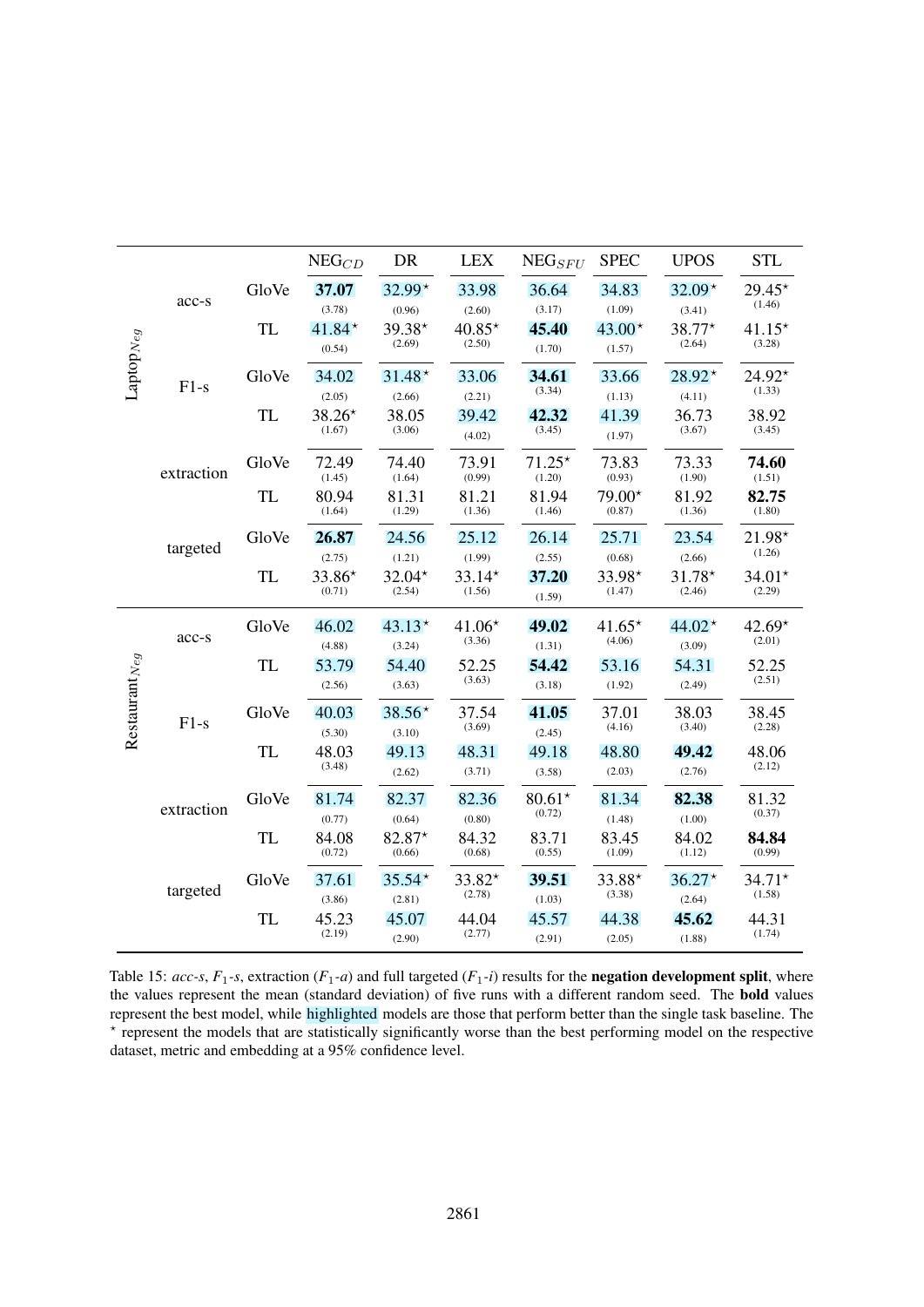| | | | $NEG_{CD}$ | DR | LEX | $NEG_{SFU}$ | SPEC | UPOS | STL |
|---|---|---|---|---|---|---|---|---|---|
| $Laptop_{Neg}$ | acc-s | GloVe | **37.07** (3.78) | 32.99⋆ (0.96) | 33.98 (2.60) | 36.64 (3.17) | 34.83 (1.09) | 32.09⋆ (3.41) | 29.45⋆ (1.46) |
| | | TL | 41.84⋆ (0.54) | 39.38⋆ (2.69) | 40.85⋆ (2.50) | **45.40** (1.70) | 43.00⋆ (1.57) | 38.77⋆ (2.64) | 41.15⋆ (3.28) |
| | F1-s | GloVe | 34.02 (2.05) | 31.48⋆ (2.66) | 33.06 (2.21) | **34.61** (3.34) | 33.66 (1.13) | 28.92⋆ (4.11) | 24.92⋆ (1.33) |
| | | TL | 38.26⋆ (1.67) | 38.05 (3.06) | 39.42 (4.02) | **42.32** (3.45) | 41.39 (1.97) | 36.73 (3.67) | 38.92 (3.45) |
| | extraction | GloVe | 72.49 (1.45) | 74.40 (1.64) | 73.91 (0.99) | 71.25⋆ (1.20) | 73.83 (0.93) | 73.33 (1.90) | **74.60** (1.51) |
| | | TL | 80.94 (1.64) | 81.31 (1.29) | 81.21 (1.36) | 81.94 (1.46) | 79.00⋆ (0.87) | 81.92 (1.36) | **82.75** (1.80) |
| | targeted | GloVe | **26.87** (2.75) | 24.56 (1.21) | 25.12 (1.99) | 26.14 (2.55) | 25.71 (0.68) | 23.54 (2.66) | 21.98⋆ (1.26) |
| | | TL | 33.86⋆ (0.71) | 32.04⋆ (2.54) | 33.14⋆ (1.56) | **37.20** (1.59) | 33.98⋆ (1.47) | 31.78⋆ (2.46) | 34.01⋆ (2.29) |
| $Restaurant_{Neg}$ | acc-s | GloVe | 46.02 (4.88) | 43.13⋆ (3.24) | 41.06⋆ (3.36) | **49.02** (1.31) | 41.65⋆ (4.06) | 44.02⋆ (3.09) | 42.69⋆ (2.01) |
| | | TL | 53.79 (2.56) | 54.40 (3.63) | 52.25 (3.63) | **54.42** (3.18) | 53.16 (1.92) | 54.31 (2.49) | 52.25 (2.51) |
| | F1-s | GloVe | 40.03 (5.30) | 38.56⋆ (3.10) | 37.54 (3.69) | **41.05** (2.45) | 37.01 (4.16) | 38.03 (3.40) | 38.45 (2.28) |
| | | TL | 48.03 (3.48) | 49.13 (2.62) | 48.31 (3.71) | 49.18 (3.58) | 48.80 (2.03) | **49.42** (2.76) | 48.06 (2.12) |
| | extraction | GloVe | 81.74 (0.77) | 82.37 (0.64) | 82.36 (0.80) | 80.61⋆ (0.72) | 81.34 (1.48) | **82.38** (1.00) | 81.32 (0.37) |
| | | TL | 84.08 (0.72) | 82.87⋆ (0.66) | 84.32 (0.68) | 83.71 (0.55) | 83.45 (1.09) | 84.02 (1.12) | **84.84** (0.99) |
| | targeted | GloVe | 37.61 (3.86) | 35.54⋆ (2.81) | 33.82⋆ (2.78) | **39.51** (1.03) | 33.88⋆ (3.38) | 36.27⋆ (2.64) | 34.71⋆ (1.58) |
| | | TL | 45.23 (2.19) | 45.07 (2.90) | 44.04 (2.77) | 45.57 (2.91) | 44.38 (2.05) | **45.62** (1.88) | 44.31 (1.74) |

Table 15: *acc-s*, $F_1$*-s*, extraction ($F_1$*-a*) and full targeted ($F_1$*-i*) results for the **negation development split**, where the values represent the mean (standard deviation) of five runs with a different random seed. The **bold** values represent the best model, while highlighted models are those that perform better than the single task baseline. The ⋆ represent the models that are statistically significantly worse than the best performing model on the respective dataset, metric and embedding at a 95% confidence level.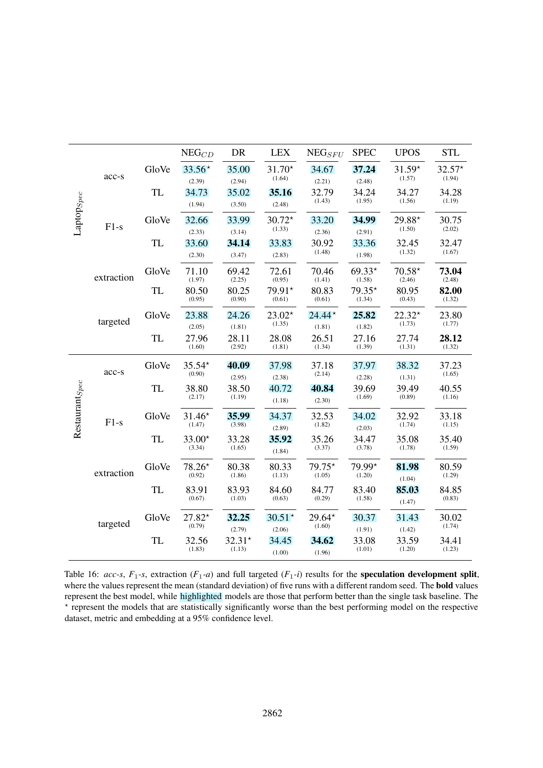| | | | $NEG_{CD}$ | DR | LEX | $NEG_{SFU}$ | SPEC | UPOS | STL |
|---|---|---|---|---|---|---|---|---|---|
| $Laptop_{Spec}$ | acc-s | GloVe | 33.56⋆ (2.39) | 35.00 (2.94) | 31.70⋆ (1.64) | 34.67 (2.21) | **37.24** (2.48) | 31.59⋆ (1.57) | 32.57⋆ (1.94) |
| | | TL | 34.73 (1.94) | 35.02 (3.50) | **35.16** (2.48) | 32.79 (1.43) | 34.24 (1.95) | 34.27 (1.56) | 34.28 (1.19) |
| | F1-s | GloVe | 32.66 (2.33) | 33.99 (3.14) | 30.72⋆ (1.33) | 33.20 (2.36) | **34.99** (2.91) | 29.88⋆ (1.50) | 30.75 (2.02) |
| | | TL | 33.60 (2.30) | **34.14** (3.47) | 33.83 (2.83) | 30.92 (1.48) | 33.36 (1.98) | 32.45 (1.32) | 32.47 (1.67) |
| | extraction | GloVe | 71.10 (1.97) | 69.42 (2.25) | 72.61 (0.95) | 70.46 (1.41) | 69.33⋆ (1.58) | 70.58⋆ (2.46) | **73.04** (2.48) |
| | | TL | 80.50 (0.95) | 80.25 (0.90) | 79.91⋆ (0.61) | 80.83 (0.61) | 79.35⋆ (1.34) | 80.95 (0.43) | **82.00** (1.32) |
| | targeted | GloVe | 23.88 (2.05) | 24.26 (1.81) | 23.02⋆ (1.35) | 24.44⋆ (1.81) | **25.82** (1.82) | 22.32⋆ (1.73) | 23.80 (1.77) |
| | | TL | 27.96 (1.60) | 28.11 (2.92) | 28.08 (1.81) | 26.51 (1.34) | 27.16 (1.39) | 27.74 (1.31) | **28.12** (1.32) |
| $Restaurant_{Spec}$ | acc-s | GloVe | 35.54⋆ (0.90) | **40.09** (2.95) | 37.98 (2.38) | 37.18 (2.14) | 37.97 (2.28) | 38.32 (1.31) | 37.23 (1.65) |
| | | TL | 38.80 (2.17) | 38.50 (1.19) | 40.72 (1.18) | **40.84** (2.30) | 39.69 (1.69) | 39.49 (0.89) | 40.55 (1.16) |
| | F1-s | GloVe | 31.46⋆ (1.47) | **35.99** (3.98) | 34.37 (2.89) | 32.53 (1.82) | 34.02 (2.03) | 32.92 (1.74) | 33.18 (1.15) |
| | | TL | 33.00⋆ (3.34) | 33.28 (1.65) | **35.92** (1.84) | 35.26 (3.37) | 34.47 (3.78) | 35.08 (1.78) | 35.40 (1.59) |
| | extraction | GloVe | 78.26⋆ (0.92) | 80.38 (1.86) | 80.33 (1.13) | 79.75⋆ (1.05) | 79.99⋆ (1.20) | **81.98** (1.04) | 80.59 (1.29) |
| | | TL | 83.91 (0.67) | 83.93 (1.03) | 84.60 (0.63) | 84.77 (0.29) | 83.40 (1.58) | **85.03** (1.47) | 84.85 (0.83) |
| | targeted | GloVe | 27.82⋆ (0.79) | **32.25** (2.79) | 30.51⋆ (2.06) | 29.64⋆ (1.60) | 30.37 (1.91) | 31.43 (1.42) | 30.02 (1.74) |
| | | TL | 32.56 (1.83) | 32.31⋆ (1.13) | 34.45 (1.00) | **34.62** (1.96) | 33.08 (1.01) | 33.59 (1.20) | 34.41 (1.23) |

Table 16: *acc-s*, $F_1$-*s*, extraction ($F_1$-*a*) and full targeted ($F_1$-*i*) results for the **speculation development split**, where the values represent the mean (standard deviation) of five runs with a different random seed. The **bold** values represent the best model, while highlighted models are those that perform better than the single task baseline. The ⋆ represent the models that are statistically significantly worse than the best performing model on the respective dataset, metric and embedding at a 95% confidence level.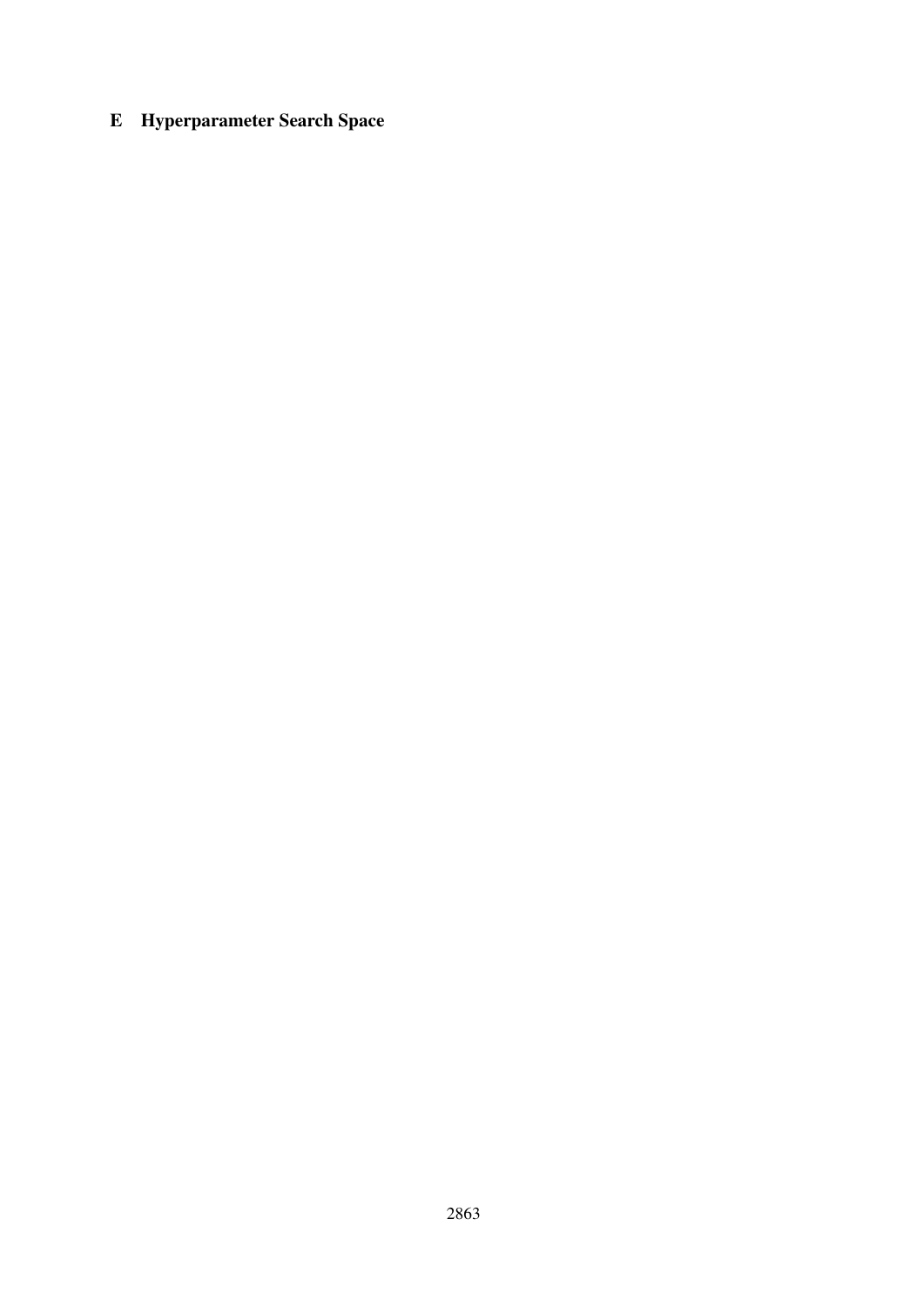## E Hyperparameter Search Space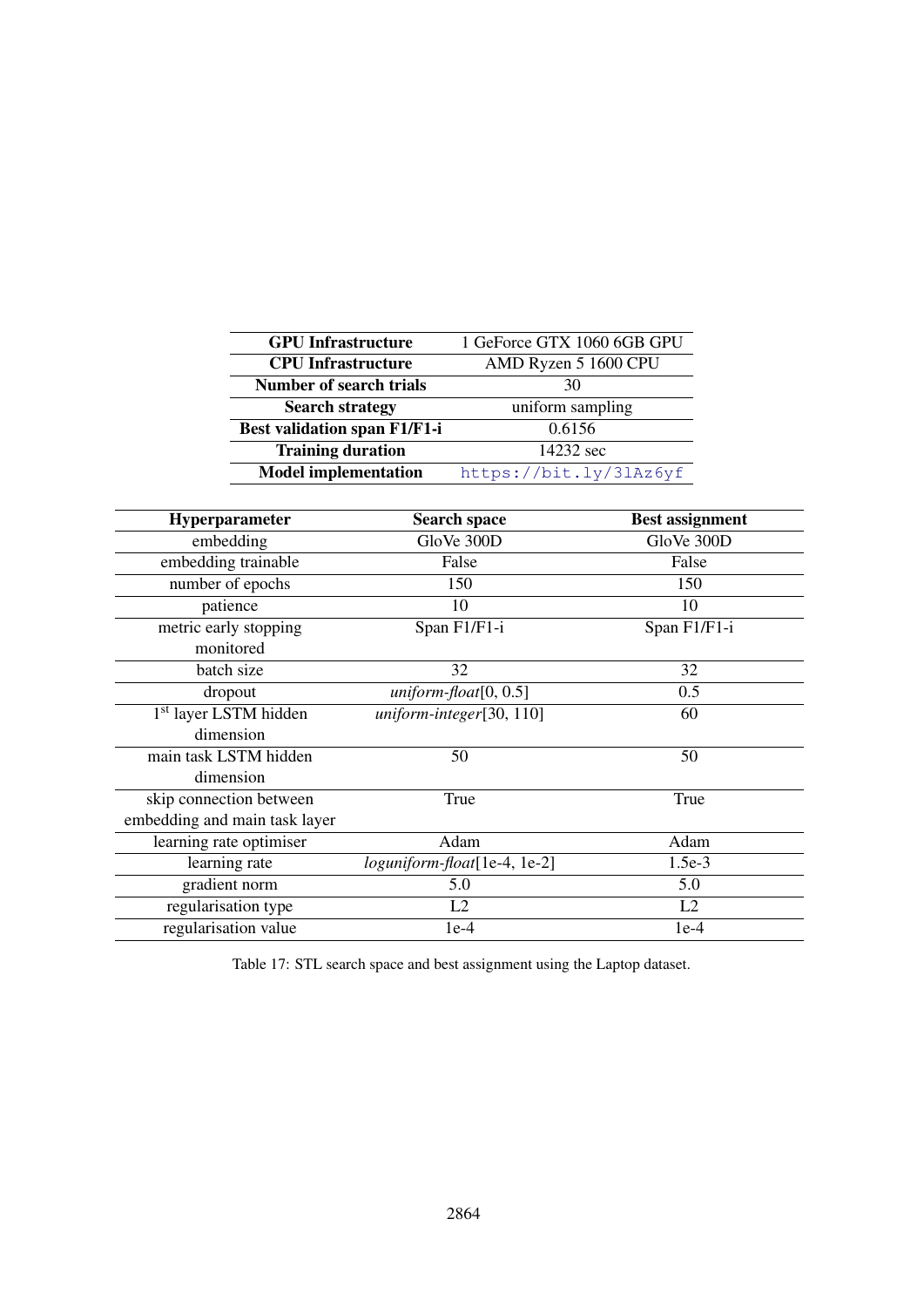| GPU Infrastructure | 1 GeForce GTX 1060 6GB GPU |
|---|---|
| **CPU Infrastructure** | AMD Ryzen 5 1600 CPU |
| **Number of search trials** | 30 |
| **Search strategy** | uniform sampling |
| **Best validation span F1/F1-i** | 0.6156 |
| **Training duration** | 14232 sec |
| **Model implementation** | `https://bit.ly/3lAz6yf` |

| Hyperparameter | Search space | Best assignment |
|---|---|---|
| embedding | GloVe 300D | GloVe 300D |
| embedding trainable | False | False |
| number of epochs | 150 | 150 |
| patience | 10 | 10 |
| metric early stopping monitored | Span F1/F1-i | Span F1/F1-i |
| batch size | 32 | 32 |
| dropout | *uniform-float*[0, 0.5] | 0.5 |
| 1st layer LSTM hidden dimension | *uniform-integer*[30, 110] | 60 |
| main task LSTM hidden dimension | 50 | 50 |
| skip connection between embedding and main task layer | True | True |
| learning rate optimiser | Adam | Adam |
| learning rate | *loguniform-float*[1e-4, 1e-2] | 1.5e-3 |
| gradient norm | 5.0 | 5.0 |
| regularisation type | L2 | L2 |
| regularisation value | 1e-4 | 1e-4 |

Table 17: STL search space and best assignment using the Laptop dataset.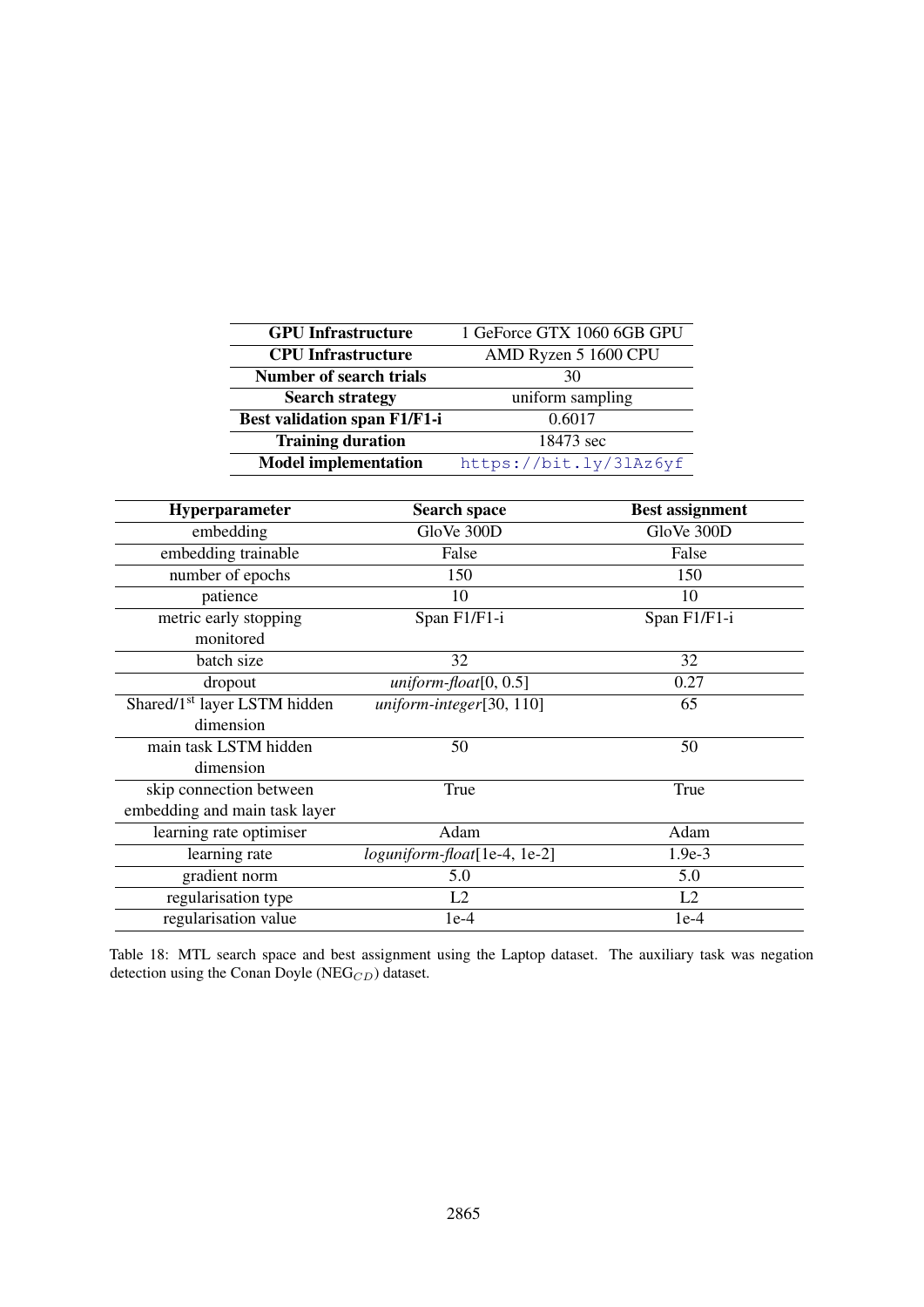| **GPU Infrastructure** | 1 GeForce GTX 1060 6GB GPU |
|---|---|
| **CPU Infrastructure** | AMD Ryzen 5 1600 CPU |
| **Number of search trials** | 30 |
| **Search strategy** | uniform sampling |
| **Best validation span F1/F1-i** | 0.6017 |
| **Training duration** | 18473 sec |
| **Model implementation** | `https://bit.ly/3lAz6yf` |

| **Hyperparameter** | **Search space** | **Best assignment** |
|---|---|---|
| embedding | GloVe 300D | GloVe 300D |
| embedding trainable | False | False |
| number of epochs | 150 | 150 |
| patience | 10 | 10 |
| metric early stopping monitored | Span F1/F1-i | Span F1/F1-i |
| batch size | 32 | 32 |
| dropout | *uniform-float*[0, 0.5] | 0.27 |
| Shared/1st layer LSTM hidden dimension | *uniform-integer*[30, 110] | 65 |
| main task LSTM hidden dimension | 50 | 50 |
| skip connection between embedding and main task layer | True | True |
| learning rate optimiser | Adam | Adam |
| learning rate | *loguniform-float*[1e-4, 1e-2] | 1.9e-3 |
| gradient norm | 5.0 | 5.0 |
| regularisation type | L2 | L2 |
| regularisation value | 1e-4 | 1e-4 |

Table 18: MTL search space and best assignment using the Laptop dataset. The auxiliary task was negation detection using the Conan Doyle ($\text{NEG}_{CD}$) dataset.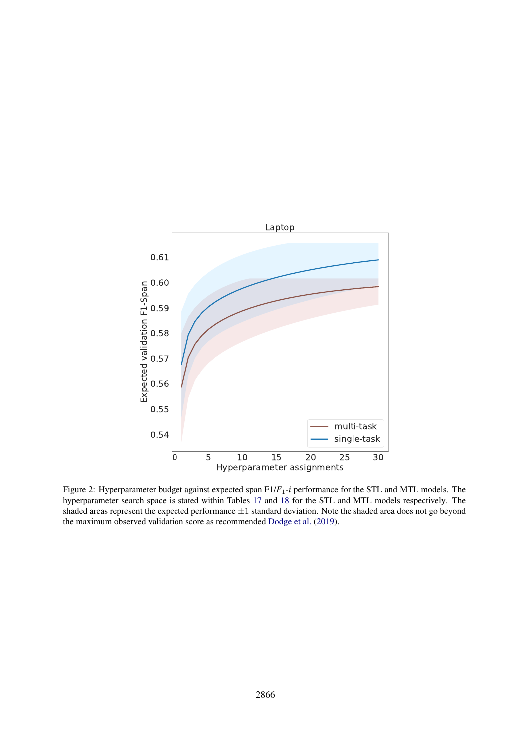Figure 2: Hyperparameter budget against expected span F1/$F_1$-$i$ performance for the STL and MTL models. The hyperparameter search space is stated within Tables 17 and 18 for the STL and MTL models respectively. The shaded areas represent the expected performance $\pm 1$ standard deviation. Note the shaded area does not go beyond the maximum observed validation score as recommended Dodge et al. (2019).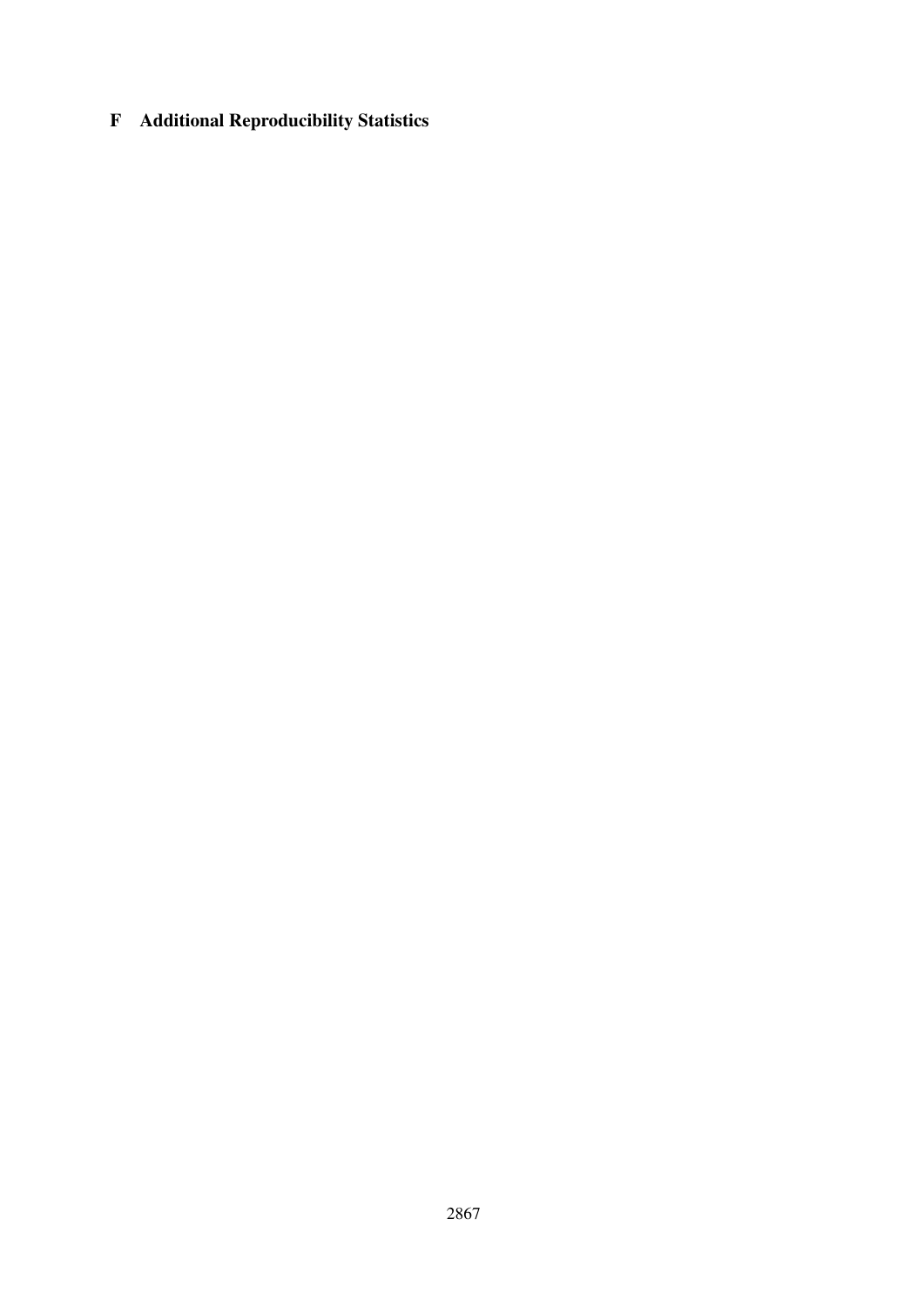# F Additional Reproducibility Statistics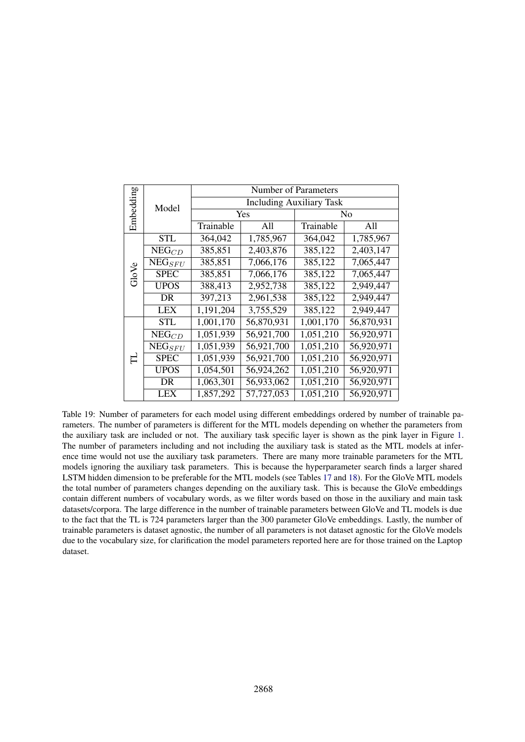| Embedding | Model | Number of Parameters | | | |
|---|---|---|---|---|---|
| | | Including Auxiliary Task | | | |
| | | Yes | | No | |
| | | Trainable | All | Trainable | All |
| GloVe | STL | 364,042 | 1,785,967 | 364,042 | 1,785,967 |
| | $\text{NEG}_{CD}$ | 385,851 | 2,403,876 | 385,122 | 2,403,147 |
| | $\text{NEG}_{SFU}$ | 385,851 | 7,066,176 | 385,122 | 7,065,447 |
| | SPEC | 385,851 | 7,066,176 | 385,122 | 7,065,447 |
| | UPOS | 388,413 | 2,952,738 | 385,122 | 2,949,447 |
| | DR | 397,213 | 2,961,538 | 385,122 | 2,949,447 |
| | LEX | 1,191,204 | 3,755,529 | 385,122 | 2,949,447 |
| TL | STL | 1,001,170 | 56,870,931 | 1,001,170 | 56,870,931 |
| | $\text{NEG}_{CD}$ | 1,051,939 | 56,921,700 | 1,051,210 | 56,920,971 |
| | $\text{NEG}_{SFU}$ | 1,051,939 | 56,921,700 | 1,051,210 | 56,920,971 |
| | SPEC | 1,051,939 | 56,921,700 | 1,051,210 | 56,920,971 |
| | UPOS | 1,054,501 | 56,924,262 | 1,051,210 | 56,920,971 |
| | DR | 1,063,301 | 56,933,062 | 1,051,210 | 56,920,971 |
| | LEX | 1,857,292 | 57,727,053 | 1,051,210 | 56,920,971 |

Table 19: Number of parameters for each model using different embeddings ordered by number of trainable parameters. The number of parameters is different for the MTL models depending on whether the parameters from the auxiliary task are included or not. The auxiliary task specific layer is shown as the pink layer in Figure 1. The number of parameters including and not including the auxiliary task is stated as the MTL models at inference time would not use the auxiliary task parameters. There are many more trainable parameters for the MTL models ignoring the auxiliary task parameters. This is because the hyperparameter search finds a larger shared LSTM hidden dimension to be preferable for the MTL models (see Tables 17 and 18). For the GloVe MTL models the total number of parameters changes depending on the auxiliary task. This is because the GloVe embeddings contain different numbers of vocabulary words, as we filter words based on those in the auxiliary and main task datasets/corpora. The large difference in the number of trainable parameters between GloVe and TL models is due to the fact that the TL is 724 parameters larger than the 300 parameter GloVe embeddings. Lastly, the number of trainable parameters is dataset agnostic, the number of all parameters is not dataset agnostic for the GloVe models due to the vocabulary size, for clarification the model parameters reported here are for those trained on the Laptop dataset.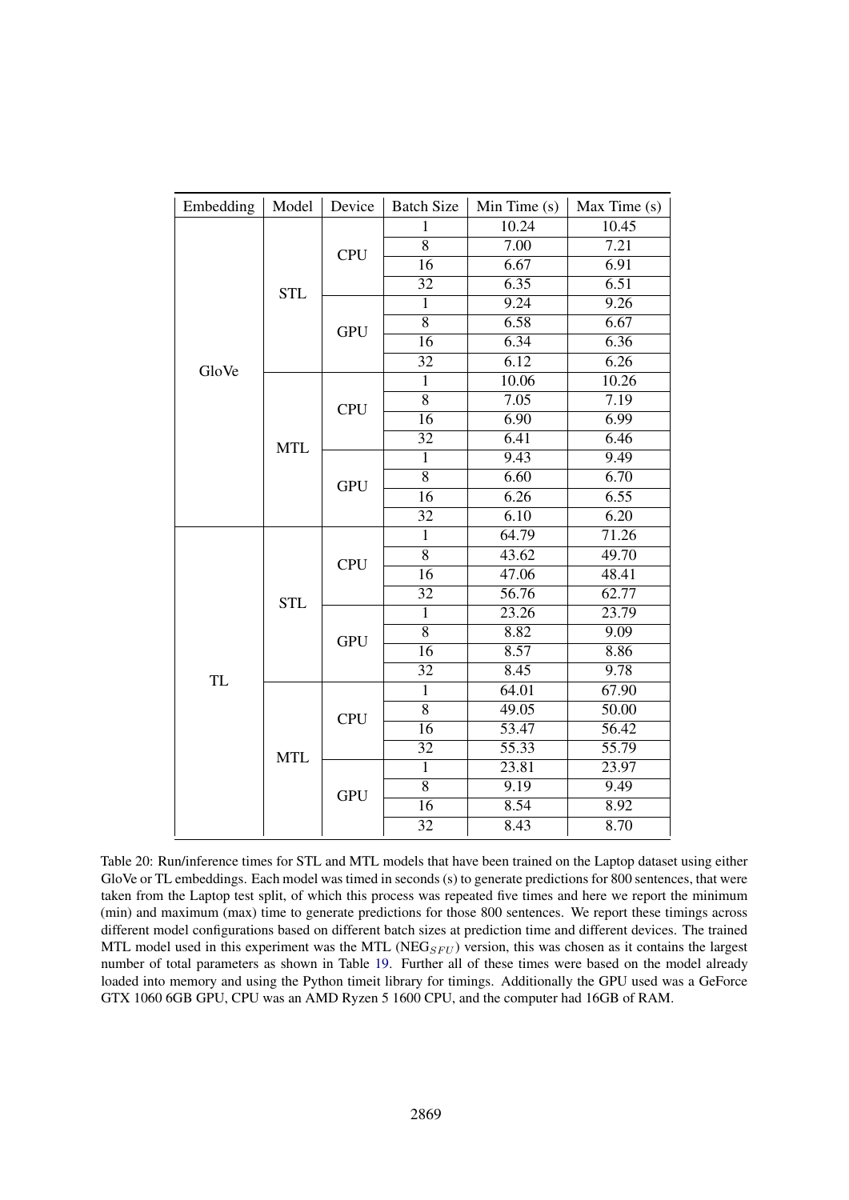| Embedding | Model | Device | Batch Size | Min Time (s) | Max Time (s) |
|---|---|---|---|---|---|
| GloVe | STL | CPU | 1 | 10.24 | 10.45 |
| | | | 8 | 7.00 | 7.21 |
| | | | 16 | 6.67 | 6.91 |
| | | | 32 | 6.35 | 6.51 |
| | | GPU | 1 | 9.24 | 9.26 |
| | | | 8 | 6.58 | 6.67 |
| | | | 16 | 6.34 | 6.36 |
| | | | 32 | 6.12 | 6.26 |
| | MTL | CPU | 1 | 10.06 | 10.26 |
| | | | 8 | 7.05 | 7.19 |
| | | | 16 | 6.90 | 6.99 |
| | | | 32 | 6.41 | 6.46 |
| | | GPU | 1 | 9.43 | 9.49 |
| | | | 8 | 6.60 | 6.70 |
| | | | 16 | 6.26 | 6.55 |
| | | | 32 | 6.10 | 6.20 |
| TL | STL | CPU | 1 | 64.79 | 71.26 |
| | | | 8 | 43.62 | 49.70 |
| | | | 16 | 47.06 | 48.41 |
| | | | 32 | 56.76 | 62.77 |
| | | GPU | 1 | 23.26 | 23.79 |
| | | | 8 | 8.82 | 9.09 |
| | | | 16 | 8.57 | 8.86 |
| | | | 32 | 8.45 | 9.78 |
| | MTL | CPU | 1 | 64.01 | 67.90 |
| | | | 8 | 49.05 | 50.00 |
| | | | 16 | 53.47 | 56.42 |
| | | | 32 | 55.33 | 55.79 |
| | | GPU | 1 | 23.81 | 23.97 |
| | | | 8 | 9.19 | 9.49 |
| | | | 16 | 8.54 | 8.92 |
| | | | 32 | 8.43 | 8.70 |

Table 20: Run/inference times for STL and MTL models that have been trained on the Laptop dataset using either GloVe or TL embeddings. Each model was timed in seconds (s) to generate predictions for 800 sentences, that were taken from the Laptop test split, of which this process was repeated five times and here we report the minimum (min) and maximum (max) time to generate predictions for those 800 sentences. We report these timings across different model configurations based on different batch sizes at prediction time and different devices. The trained MTL model used in this experiment was the MTL ($\text{NEG}_{SFU}$) version, this was chosen as it contains the largest number of total parameters as shown in Table 19. Further all of these times were based on the model already loaded into memory and using the Python timeit library for timings. Additionally the GPU used was a GeForce GTX 1060 6GB GPU, CPU was an AMD Ryzen 5 1600 CPU, and the computer had 16GB of RAM.